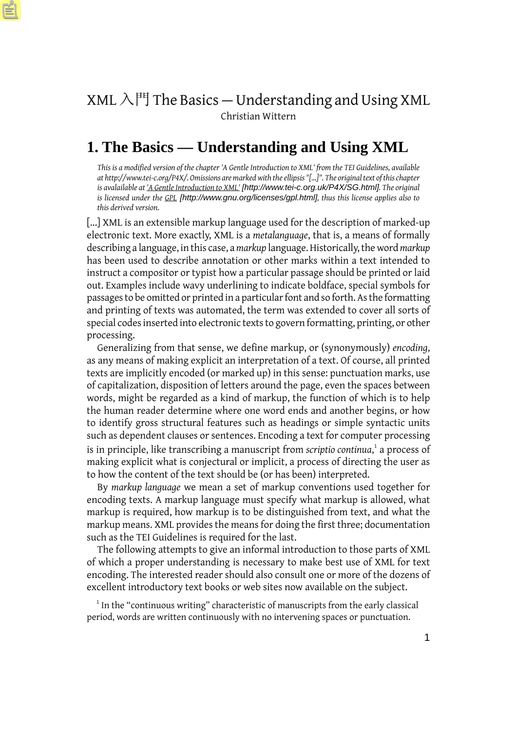XML 入門 The Basics — Understanding and Using XML

Christian Wittern

# 1. The Basics — Understanding and Using XML

*This is a modified version of the chapter 'A Gentle Introduction to XML' from the TEI Guidelines, available at http://www.tei-c.org/P4X/. Omissions are marked with the ellipsis "[...]". The original text of this chapter is avalailable at 'A Gentle Introduction to XML' [http://www.tei-c.org.uk/P4X/SG.html]. The original is licensed under the GPL [http://www.gnu.org/licenses/gpl.html], thus this license applies also to this derived version.*

[...] XML is an extensible markup language used for the description of marked-up electronic text. More exactly, XML is a *metalanguage*, that is, a means of formally describing a language, in this case, a *markup* language. Historically, the word *markup* has been used to describe annotation or other marks within a text intended to instruct a compositor or typist how a particular passage should be printed or laid out. Examples include wavy underlining to indicate boldface, special symbols for passages to be omitted or printed in a particular font and so forth. As the formatting and printing of texts was automated, the term was extended to cover all sorts of special codes inserted into electronic texts to govern formatting, printing, or other processing.

Generalizing from that sense, we define markup, or (synonymously) *encoding*, as any means of making explicit an interpretation of a text. Of course, all printed texts are implicitly encoded (or marked up) in this sense: punctuation marks, use of capitalization, disposition of letters around the page, even the spaces between words, might be regarded as a kind of markup, the function of which is to help the human reader determine where one word ends and another begins, or how to identify gross structural features such as headings or simple syntactic units such as dependent clauses or sentences. Encoding a text for computer processing is in principle, like transcribing a manuscript from *scriptio continua*,[1] a process of making explicit what is conjectural or implicit, a process of directing the user as to how the content of the text should be (or has been) interpreted.

By *markup language* we mean a set of markup conventions used together for encoding texts. A markup language must specify what markup is allowed, what markup is required, how markup is to be distinguished from text, and what the markup means. XML provides the means for doing the first three; documentation such as the TEI Guidelines is required for the last.

The following attempts to give an informal introduction to those parts of XML of which a proper understanding is necessary to make best use of XML for text encoding. The interested reader should also consult one or more of the dozens of excellent introductory text books or web sites now available on the subject.

[1] In the "continuous writing" characteristic of manuscripts from the early classical period, words are written continuously with no intervening spaces or punctuation.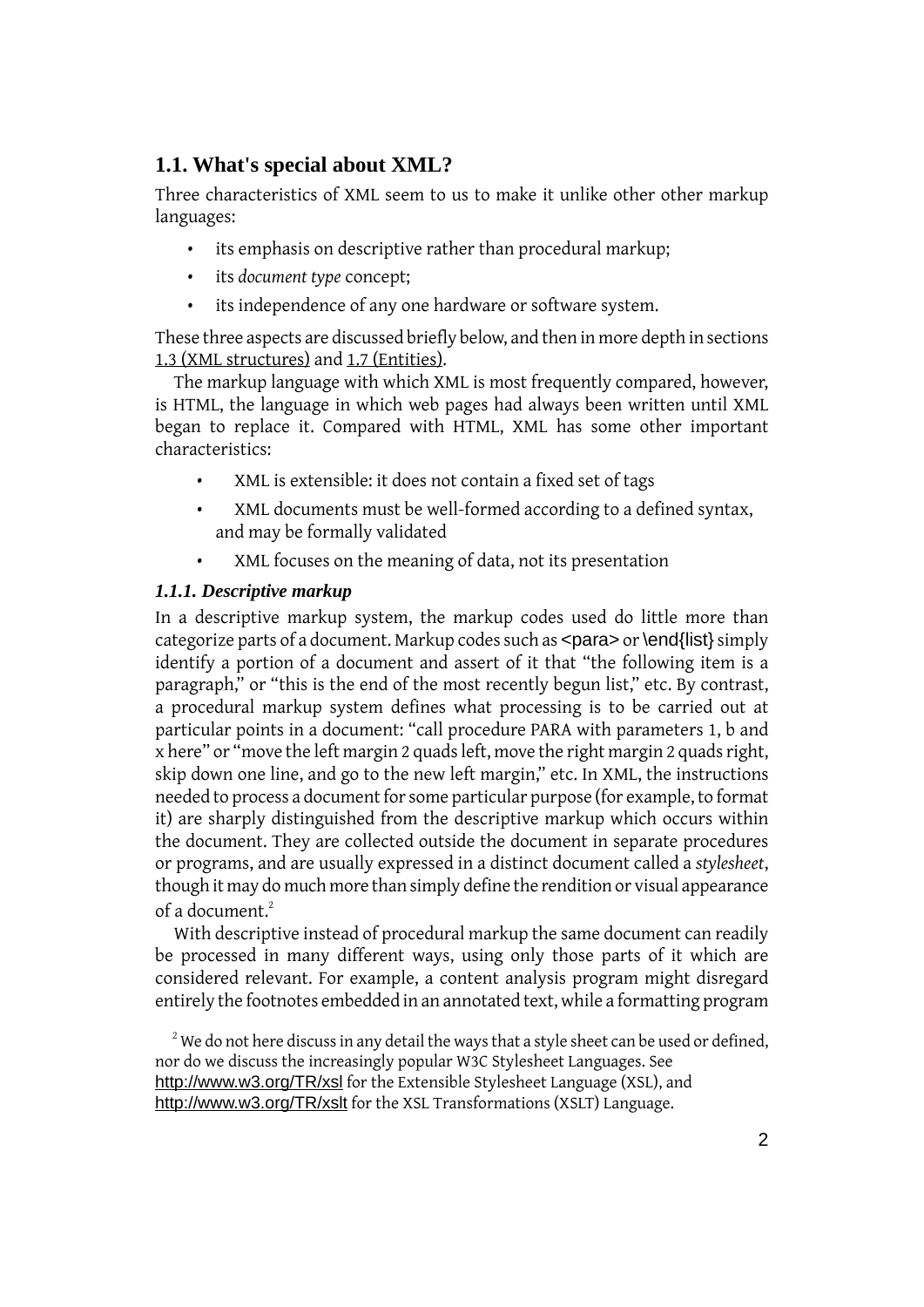## 1.1. What's special about XML?

Three characteristics of XML seem to us to make it unlike other other markup languages:

- its emphasis on descriptive rather than procedural markup;
- its *document type* concept;
- its independence of any one hardware or software system.

These three aspects are discussed briefly below, and then in more depth in sections 1.3 (XML structures) and 1.7 (Entities).

The markup language with which XML is most frequently compared, however, is HTML, the language in which web pages had always been written until XML began to replace it. Compared with HTML, XML has some other important characteristics:

- XML is extensible: it does not contain a fixed set of tags
- XML documents must be well-formed according to a defined syntax, and may be formally validated
- XML focuses on the meaning of data, not its presentation

### *1.1.1. Descriptive markup*

In a descriptive markup system, the markup codes used do little more than categorize parts of a document. Markup codes such as <para> or \end{list} simply identify a portion of a document and assert of it that “the following item is a paragraph,” or “this is the end of the most recently begun list,” etc. By contrast, a procedural markup system defines what processing is to be carried out at particular points in a document: “call procedure PARA with parameters 1, b and x here” or “move the left margin 2 quads left, move the right margin 2 quads right, skip down one line, and go to the new left margin,” etc. In XML, the instructions needed to process a document for some particular purpose (for example, to format it) are sharply distinguished from the descriptive markup which occurs within the document. They are collected outside the document in separate procedures or programs, and are usually expressed in a distinct document called a *stylesheet*, though it may do much more than simply define the rendition or visual appearance of a document.[2]

With descriptive instead of procedural markup the same document can readily be processed in many different ways, using only those parts of it which are considered relevant. For example, a content analysis program might disregard entirely the footnotes embedded in an annotated text, while a formatting program

[2] We do not here discuss in any detail the ways that a style sheet can be used or defined, nor do we discuss the increasingly popular W3C Stylesheet Languages. See http://www.w3.org/TR/xsl for the Extensible Stylesheet Language (XSL), and http://www.w3.org/TR/xslt for the XSL Transformations (XSLT) Language.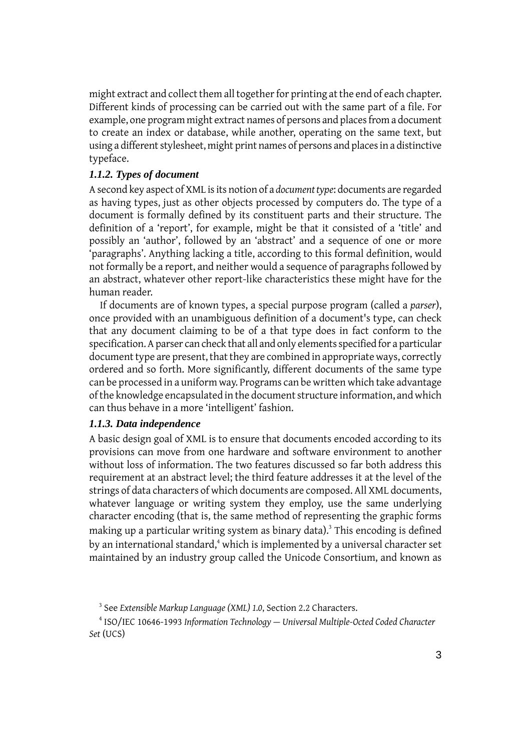might extract and collect them all together for printing at the end of each chapter. Different kinds of processing can be carried out with the same part of a file. For example, one program might extract names of persons and places from a document to create an index or database, while another, operating on the same text, but using a different stylesheet, might print names of persons and places in a distinctive typeface.

### *1.1.2. Types of document*

A second key aspect of XML is its notion of a *document type*: documents are regarded as having types, just as other objects processed by computers do. The type of a document is formally defined by its constituent parts and their structure. The definition of a 'report', for example, might be that it consisted of a 'title' and possibly an 'author', followed by an 'abstract' and a sequence of one or more 'paragraphs'. Anything lacking a title, according to this formal definition, would not formally be a report, and neither would a sequence of paragraphs followed by an abstract, whatever other report-like characteristics these might have for the human reader.

If documents are of known types, a special purpose program (called a *parser*), once provided with an unambiguous definition of a document's type, can check that any document claiming to be of a that type does in fact conform to the specification. A parser can check that all and only elements specified for a particular document type are present, that they are combined in appropriate ways, correctly ordered and so forth. More significantly, different documents of the same type can be processed in a uniform way. Programs can be written which take advantage of the knowledge encapsulated in the document structure information, and which can thus behave in a more 'intelligent' fashion.

### *1.1.3. Data independence*

A basic design goal of XML is to ensure that documents encoded according to its provisions can move from one hardware and software environment to another without loss of information. The two features discussed so far both address this requirement at an abstract level; the third feature addresses it at the level of the strings of data characters of which documents are composed. All XML documents, whatever language or writing system they employ, use the same underlying character encoding (that is, the same method of representing the graphic forms making up a particular writing system as binary data).[3] This encoding is defined by an international standard,[4] which is implemented by a universal character set maintained by an industry group called the Unicode Consortium, and known as

[3] See *Extensible Markup Language (XML) 1.0*, Section 2.2 Characters.

[4] ISO/IEC 10646-1993 *Information Technology — Universal Multiple-Octed Coded Character Set* (UCS)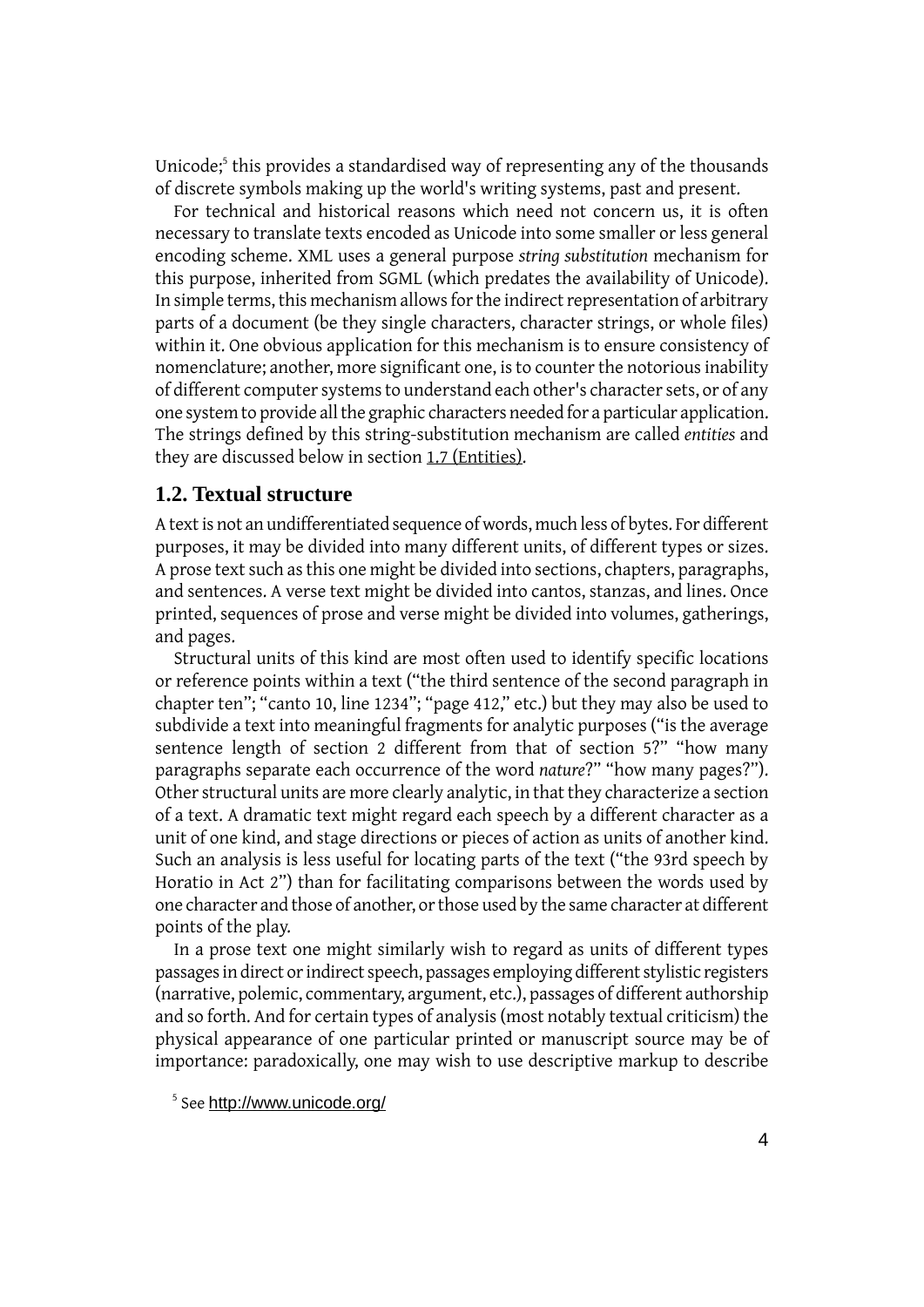Unicode;[5] this provides a standardised way of representing any of the thousands of discrete symbols making up the world's writing systems, past and present.

For technical and historical reasons which need not concern us, it is often necessary to translate texts encoded as Unicode into some smaller or less general encoding scheme. XML uses a general purpose *string substitution* mechanism for this purpose, inherited from SGML (which predates the availability of Unicode). In simple terms, this mechanism allows for the indirect representation of arbitrary parts of a document (be they single characters, character strings, or whole files) within it. One obvious application for this mechanism is to ensure consistency of nomenclature; another, more significant one, is to counter the notorious inability of different computer systems to understand each other's character sets, or of any one system to provide all the graphic characters needed for a particular application. The strings defined by this string-substitution mechanism are called *entities* and they are discussed below in section 1.7 (Entities).

## 1.2. Textual structure

A text is not an undifferentiated sequence of words, much less of bytes. For different purposes, it may be divided into many different units, of different types or sizes. A prose text such as this one might be divided into sections, chapters, paragraphs, and sentences. A verse text might be divided into cantos, stanzas, and lines. Once printed, sequences of prose and verse might be divided into volumes, gatherings, and pages.

Structural units of this kind are most often used to identify specific locations or reference points within a text ("the third sentence of the second paragraph in chapter ten"; "canto 10, line 1234"; "page 412," etc.) but they may also be used to subdivide a text into meaningful fragments for analytic purposes ("is the average sentence length of section 2 different from that of section 5?" "how many paragraphs separate each occurrence of the word *nature*?" "how many pages?"). Other structural units are more clearly analytic, in that they characterize a section of a text. A dramatic text might regard each speech by a different character as a unit of one kind, and stage directions or pieces of action as units of another kind. Such an analysis is less useful for locating parts of the text ("the 93rd speech by Horatio in Act 2") than for facilitating comparisons between the words used by one character and those of another, or those used by the same character at different points of the play.

In a prose text one might similarly wish to regard as units of different types passages in direct or indirect speech, passages employing different stylistic registers (narrative, polemic, commentary, argument, etc.), passages of different authorship and so forth. And for certain types of analysis (most notably textual criticism) the physical appearance of one particular printed or manuscript source may be of importance: paradoxically, one may wish to use descriptive markup to describe

[5] See http://www.unicode.org/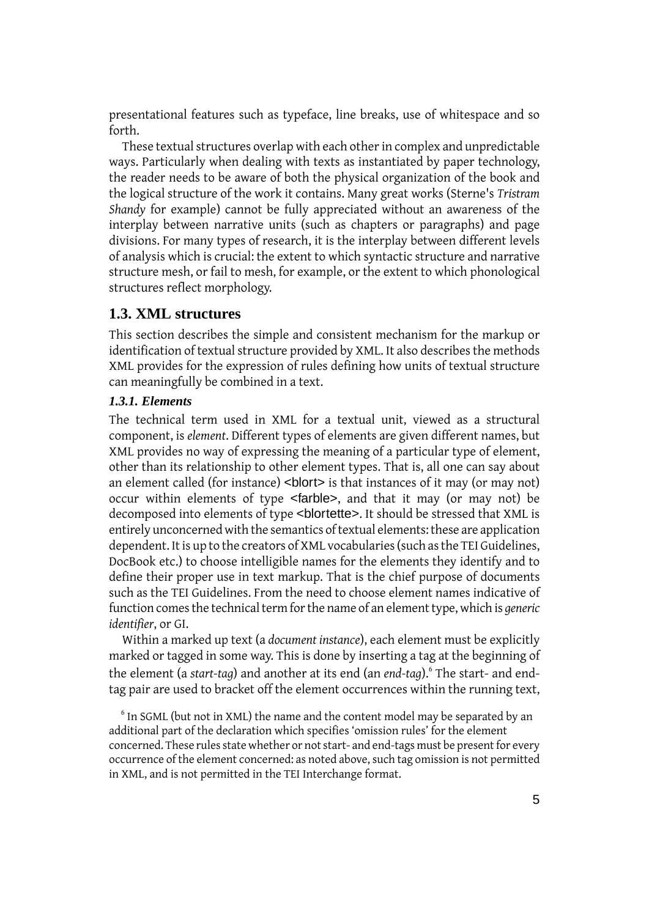presentational features such as typeface, line breaks, use of whitespace and so forth.

These textual structures overlap with each other in complex and unpredictable ways. Particularly when dealing with texts as instantiated by paper technology, the reader needs to be aware of both the physical organization of the book and the logical structure of the work it contains. Many great works (Sterne's *Tristram Shandy* for example) cannot be fully appreciated without an awareness of the interplay between narrative units (such as chapters or paragraphs) and page divisions. For many types of research, it is the interplay between different levels of analysis which is crucial: the extent to which syntactic structure and narrative structure mesh, or fail to mesh, for example, or the extent to which phonological structures reflect morphology.

## 1.3. XML structures

This section describes the simple and consistent mechanism for the markup or identification of textual structure provided by XML. It also describes the methods XML provides for the expression of rules defining how units of textual structure can meaningfully be combined in a text.

### 1.3.1. Elements

The technical term used in XML for a textual unit, viewed as a structural component, is *element*. Different types of elements are given different names, but XML provides no way of expressing the meaning of a particular type of element, other than its relationship to other element types. That is, all one can say about an element called (for instance) <blort> is that instances of it may (or may not) occur within elements of type <farble>, and that it may (or may not) be decomposed into elements of type <blortette>. It should be stressed that XML is entirely unconcerned with the semantics of textual elements: these are application dependent. It is up to the creators of XML vocabularies (such as the TEI Guidelines, DocBook etc.) to choose intelligible names for the elements they identify and to define their proper use in text markup. That is the chief purpose of documents such as the TEI Guidelines. From the need to choose element names indicative of function comes the technical term for the name of an element type, which is *generic identifier*, or GI.

Within a marked up text (a *document instance*), each element must be explicitly marked or tagged in some way. This is done by inserting a tag at the beginning of the element (a *start-tag*) and another at its end (an *end-tag*).[6] The start- and end-tag pair are used to bracket off the element occurrences within the running text,

[6] In SGML (but not in XML) the name and the content model may be separated by an additional part of the declaration which specifies 'omission rules' for the element concerned. These rules state whether or not start- and end-tags must be present for every occurrence of the element concerned: as noted above, such tag omission is not permitted in XML, and is not permitted in the TEI Interchange format.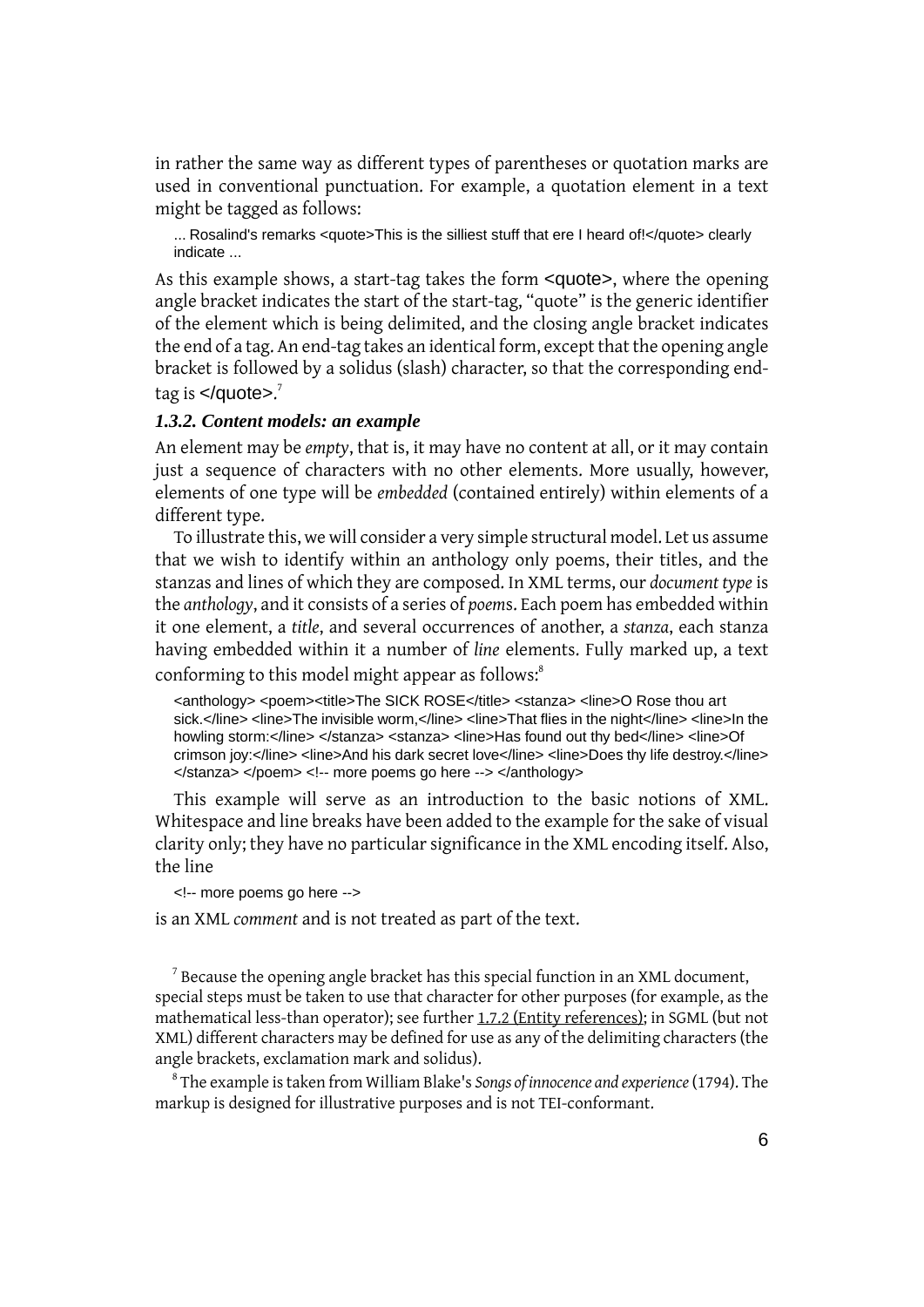in rather the same way as different types of parentheses or quotation marks are used in conventional punctuation. For example, a quotation element in a text might be tagged as follows:

```
... Rosalind's remarks <quote>This is the silliest stuff that ere I heard of!</quote> clearly indicate ...
```

As this example shows, a start-tag takes the form `<quote>`, where the opening angle bracket indicates the start of the start-tag, “quote” is the generic identifier of the element which is being delimited, and the closing angle bracket indicates the end of a tag. An end-tag takes an identical form, except that the opening angle bracket is followed by a solidus (slash) character, so that the corresponding end-tag is `</quote>`.[7]

### *1.3.2. Content models: an example*

An element may be *empty*, that is, it may have no content at all, or it may contain just a sequence of characters with no other elements. More usually, however, elements of one type will be *embedded* (contained entirely) within elements of a different type.

To illustrate this, we will consider a very simple structural model. Let us assume that we wish to identify within an anthology only poems, their titles, and the stanzas and lines of which they are composed. In XML terms, our *document type* is the *anthology*, and it consists of a series of *poem*s. Each poem has embedded within it one element, a *title*, and several occurrences of another, a *stanza*, each stanza having embedded within it a number of *line* elements. Fully marked up, a text conforming to this model might appear as follows:[8]

```
<anthology> <poem><title>The SICK ROSE</title> <stanza> <line>O Rose thou art sick.</line> <line>The invisible worm,</line> <line>That flies in the night</line> <line>In the howling storm:</line> </stanza> <stanza> <line>Has found out thy bed</line> <line>Of crimson joy:</line> <line>And his dark secret love</line> <line>Does thy life destroy.</line> </stanza> </poem> <!-- more poems go here --> </anthology>
```

This example will serve as an introduction to the basic notions of XML. Whitespace and line breaks have been added to the example for the sake of visual clarity only; they have no particular significance in the XML encoding itself. Also, the line

```
<!-- more poems go here -->
```

is an XML *comment* and is not treated as part of the text.

[7] Because the opening angle bracket has this special function in an XML document, special steps must be taken to use that character for other purposes (for example, as the mathematical less-than operator); see further 1.7.2 (Entity references); in SGML (but not XML) different characters may be defined for use as any of the delimiting characters (the angle brackets, exclamation mark and solidus).

[8] The example is taken from William Blake's *Songs of innocence and experience* (1794). The markup is designed for illustrative purposes and is not TEI-conformant.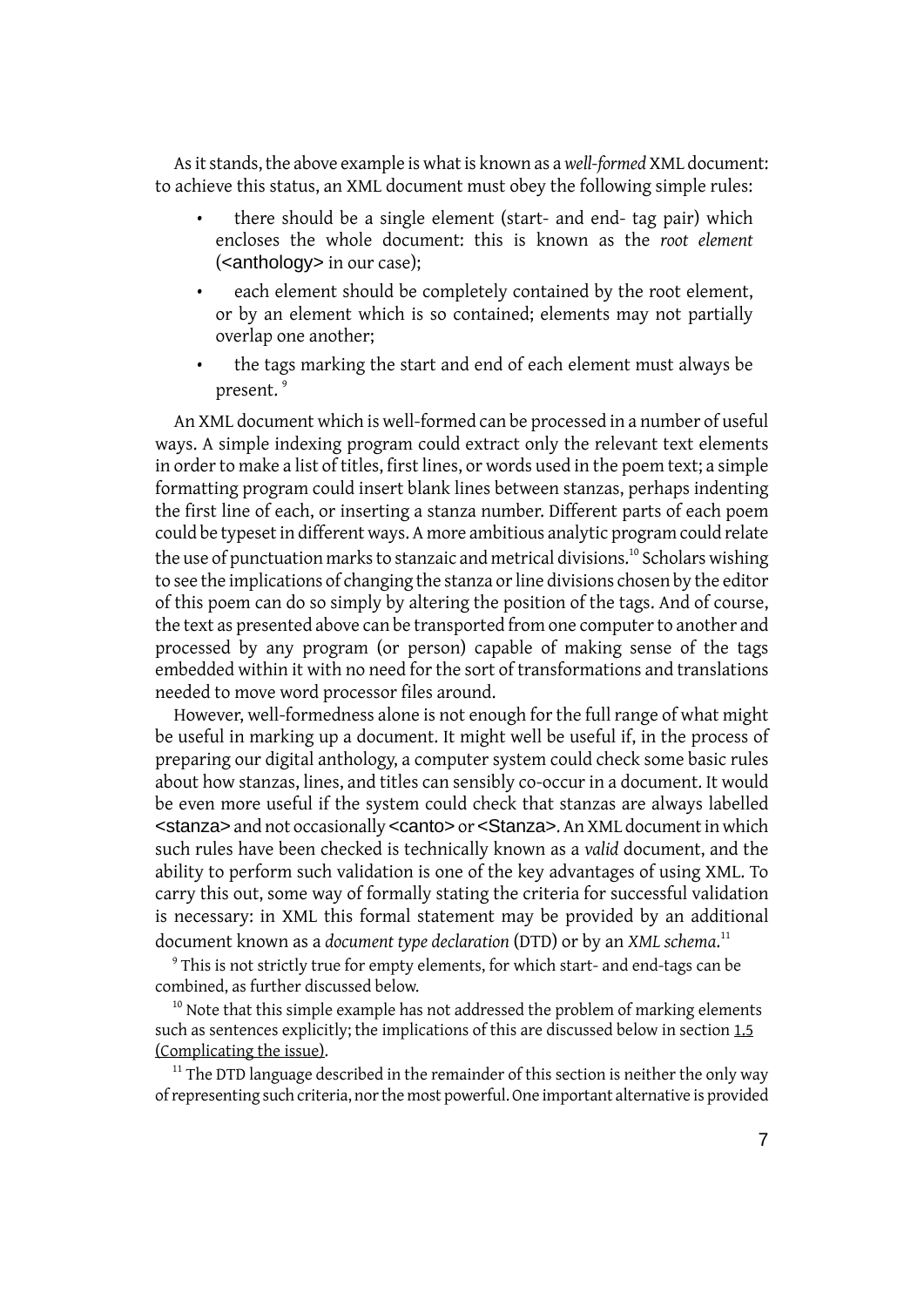As it stands, the above example is what is known as a *well-formed* XML document: to achieve this status, an XML document must obey the following simple rules:

- there should be a single element (start- and end- tag pair) which encloses the whole document: this is known as the *root element* (<anthology> in our case);
- each element should be completely contained by the root element, or by an element which is so contained; elements may not partially overlap one another;
- the tags marking the start and end of each element must always be present. [9]

An XML document which is well-formed can be processed in a number of useful ways. A simple indexing program could extract only the relevant text elements in order to make a list of titles, first lines, or words used in the poem text; a simple formatting program could insert blank lines between stanzas, perhaps indenting the first line of each, or inserting a stanza number. Different parts of each poem could be typeset in different ways. A more ambitious analytic program could relate the use of punctuation marks to stanzaic and metrical divisions.[10] Scholars wishing to see the implications of changing the stanza or line divisions chosen by the editor of this poem can do so simply by altering the position of the tags. And of course, the text as presented above can be transported from one computer to another and processed by any program (or person) capable of making sense of the tags embedded within it with no need for the sort of transformations and translations needed to move word processor files around.

However, well-formedness alone is not enough for the full range of what might be useful in marking up a document. It might well be useful if, in the process of preparing our digital anthology, a computer system could check some basic rules about how stanzas, lines, and titles can sensibly co-occur in a document. It would be even more useful if the system could check that stanzas are always labelled <stanza> and not occasionally <canto> or <Stanza>. An XML document in which such rules have been checked is technically known as a *valid* document, and the ability to perform such validation is one of the key advantages of using XML. To carry this out, some way of formally stating the criteria for successful validation is necessary: in XML this formal statement may be provided by an additional document known as a *document type declaration* (DTD) or by an *XML schema*.[11]

[9] This is not strictly true for empty elements, for which start- and end-tags can be combined, as further discussed below.

[10] Note that this simple example has not addressed the problem of marking elements such as sentences explicitly; the implications of this are discussed below in section 1.5 (Complicating the issue).

[11] The DTD language described in the remainder of this section is neither the only way of representing such criteria, nor the most powerful. One important alternative is provided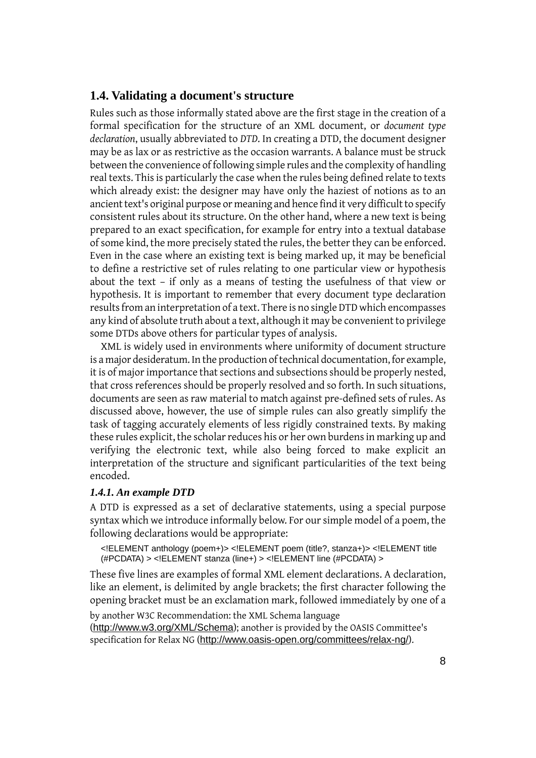## 1.4. Validating a document's structure

Rules such as those informally stated above are the first stage in the creation of a formal specification for the structure of an XML document, or *document type declaration*, usually abbreviated to *DTD*. In creating a DTD, the document designer may be as lax or as restrictive as the occasion warrants. A balance must be struck between the convenience of following simple rules and the complexity of handling real texts. This is particularly the case when the rules being defined relate to texts which already exist: the designer may have only the haziest of notions as to an ancient text's original purpose or meaning and hence find it very difficult to specify consistent rules about its structure. On the other hand, where a new text is being prepared to an exact specification, for example for entry into a textual database of some kind, the more precisely stated the rules, the better they can be enforced. Even in the case where an existing text is being marked up, it may be beneficial to define a restrictive set of rules relating to one particular view or hypothesis about the text – if only as a means of testing the usefulness of that view or hypothesis. It is important to remember that every document type declaration results from an interpretation of a text. There is no single DTD which encompasses any kind of absolute truth about a text, although it may be convenient to privilege some DTDs above others for particular types of analysis.

XML is widely used in environments where uniformity of document structure is a major desideratum. In the production of technical documentation, for example, it is of major importance that sections and subsections should be properly nested, that cross references should be properly resolved and so forth. In such situations, documents are seen as raw material to match against pre-defined sets of rules. As discussed above, however, the use of simple rules can also greatly simplify the task of tagging accurately elements of less rigidly constrained texts. By making these rules explicit, the scholar reduces his or her own burdens in marking up and verifying the electronic text, while also being forced to make explicit an interpretation of the structure and significant particularities of the text being encoded.

### *1.4.1. An example DTD*

A DTD is expressed as a set of declarative statements, using a special purpose syntax which we introduce informally below. For our simple model of a poem, the following declarations would be appropriate:

```
<!ELEMENT anthology (poem+)> <!ELEMENT poem (title?, stanza+)> <!ELEMENT title
(#PCDATA) > <!ELEMENT stanza (line+) > <!ELEMENT line (#PCDATA) >
```

These five lines are examples of formal XML element declarations. A declaration, like an element, is delimited by angle brackets; the first character following the opening bracket must be an exclamation mark, followed immediately by one of a

by another W3C Recommendation: the XML Schema language (http://www.w3.org/XML/Schema); another is provided by the OASIS Committee's specification for Relax NG (http://www.oasis-open.org/committees/relax-ng/).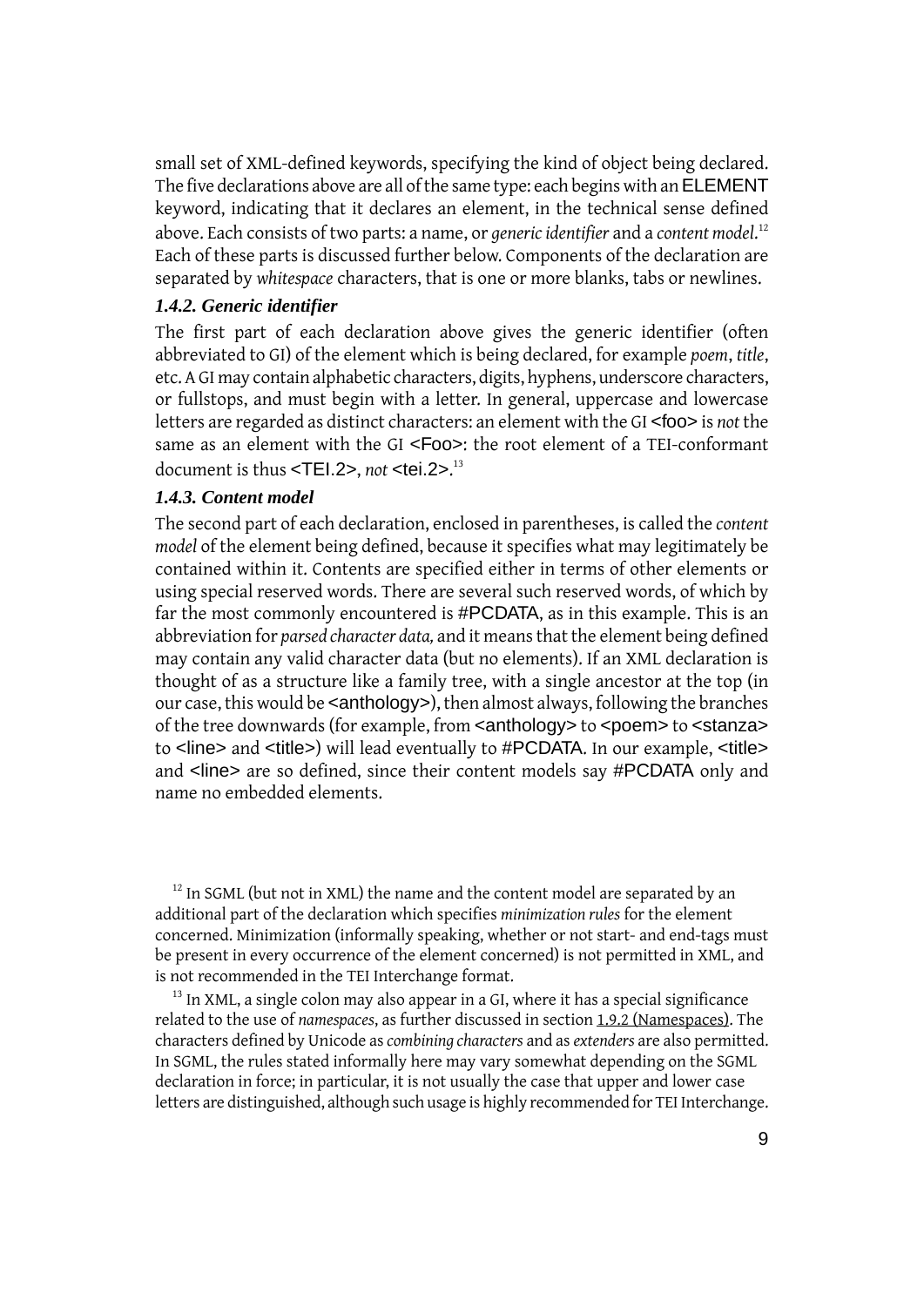small set of XML-defined keywords, specifying the kind of object being declared. The five declarations above are all of the same type: each begins with an ELEMENT keyword, indicating that it declares an element, in the technical sense defined above. Each consists of two parts: a name, or *generic identifier* and a *content model*.[12] Each of these parts is discussed further below. Components of the declaration are separated by *whitespace* characters, that is one or more blanks, tabs or newlines.

### *1.4.2. Generic identifier*

The first part of each declaration above gives the generic identifier (often abbreviated to GI) of the element which is being declared, for example *poem*, *title*, etc. A GI may contain alphabetic characters, digits, hyphens, underscore characters, or fullstops, and must begin with a letter. In general, uppercase and lowercase letters are regarded as distinct characters: an element with the GI <foo> is *not* the same as an element with the GI <Foo>: the root element of a TEI-conformant document is thus <TEI.2>, *not* <tei.2>.[13]

### *1.4.3. Content model*

The second part of each declaration, enclosed in parentheses, is called the *content model* of the element being defined, because it specifies what may legitimately be contained within it. Contents are specified either in terms of other elements or using special reserved words. There are several such reserved words, of which by far the most commonly encountered is #PCDATA, as in this example. This is an abbreviation for *parsed character data,* and it means that the element being defined may contain any valid character data (but no elements). If an XML declaration is thought of as a structure like a family tree, with a single ancestor at the top (in our case, this would be <anthology>), then almost always, following the branches of the tree downwards (for example, from <anthology> to <poem> to <stanza> to <line> and <title>) will lead eventually to #PCDATA. In our example, <title> and <line> are so defined, since their content models say #PCDATA only and name no embedded elements.

[12] In SGML (but not in XML) the name and the content model are separated by an additional part of the declaration which specifies *minimization rules* for the element concerned. Minimization (informally speaking, whether or not start- and end-tags must be present in every occurrence of the element concerned) is not permitted in XML, and is not recommended in the TEI Interchange format.

[13] In XML, a single colon may also appear in a GI, where it has a special significance related to the use of *namespaces*, as further discussed in section 1.9.2 (Namespaces). The characters defined by Unicode as *combining characters* and as *extenders* are also permitted. In SGML, the rules stated informally here may vary somewhat depending on the SGML declaration in force; in particular, it is not usually the case that upper and lower case letters are distinguished, although such usage is highly recommended for TEI Interchange.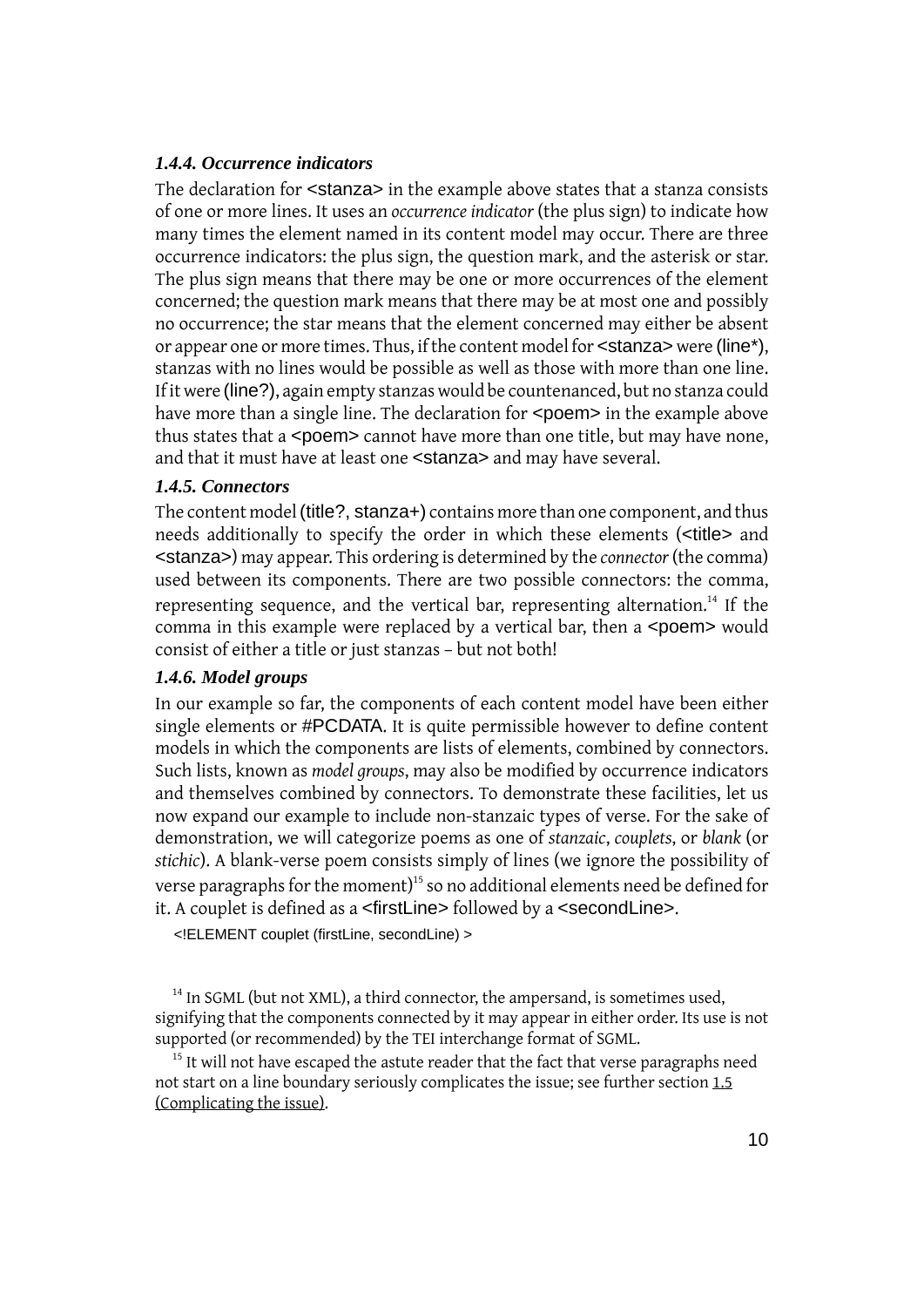### *1.4.4. Occurrence indicators*

The declaration for <stanza> in the example above states that a stanza consists of one or more lines. It uses an *occurrence indicator* (the plus sign) to indicate how many times the element named in its content model may occur. There are three occurrence indicators: the plus sign, the question mark, and the asterisk or star. The plus sign means that there may be one or more occurrences of the element concerned; the question mark means that there may be at most one and possibly no occurrence; the star means that the element concerned may either be absent or appear one or more times. Thus, if the content model for <stanza> were (line*), stanzas with no lines would be possible as well as those with more than one line. If it were (line?), again empty stanzas would be countenanced, but no stanza could have more than a single line. The declaration for <poem> in the example above thus states that a <poem> cannot have more than one title, but may have none, and that it must have at least one <stanza> and may have several.

### *1.4.5. Connectors*

The content model (title?, stanza+) contains more than one component, and thus needs additionally to specify the order in which these elements (<title> and <stanza>) may appear. This ordering is determined by the *connector* (the comma) used between its components. There are two possible connectors: the comma, representing sequence, and the vertical bar, representing alternation.[14] If the comma in this example were replaced by a vertical bar, then a <poem> would consist of either a title or just stanzas – but not both!

### *1.4.6. Model groups*

In our example so far, the components of each content model have been either single elements or #PCDATA. It is quite permissible however to define content models in which the components are lists of elements, combined by connectors. Such lists, known as *model groups*, may also be modified by occurrence indicators and themselves combined by connectors. To demonstrate these facilities, let us now expand our example to include non-stanzaic types of verse. For the sake of demonstration, we will categorize poems as one of *stanzaic*, *couplets*, or *blank* (or *stichic*). A blank-verse poem consists simply of lines (we ignore the possibility of verse paragraphs for the moment)[15] so no additional elements need be defined for it. A couplet is defined as a <firstLine> followed by a <secondLine>.

```
<!ELEMENT couplet (firstLine, secondLine) >
```

[14] In SGML (but not XML), a third connector, the ampersand, is sometimes used, signifying that the components connected by it may appear in either order. Its use is not supported (or recommended) by the TEI interchange format of SGML.

[15] It will not have escaped the astute reader that the fact that verse paragraphs need not start on a line boundary seriously complicates the issue; see further section 1.5 (Complicating the issue).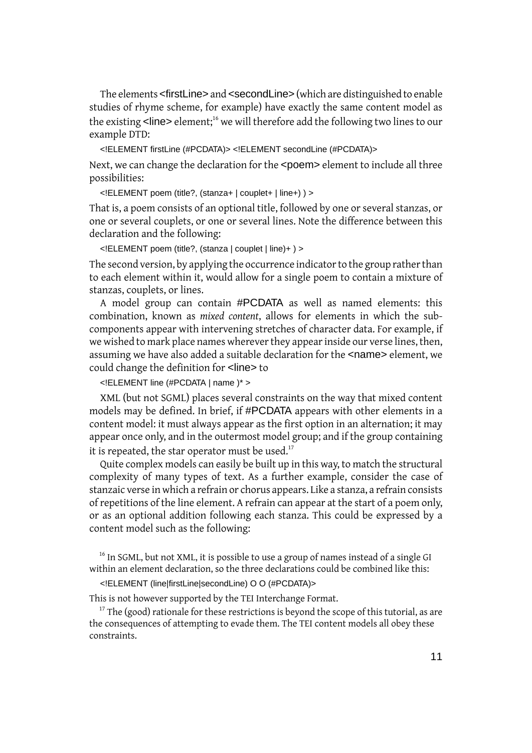The elements <firstLine> and <secondLine> (which are distinguished to enable studies of rhyme scheme, for example) have exactly the same content model as the existing <line> element;[16] we will therefore add the following two lines to our example DTD:

```
<!ELEMENT firstLine (#PCDATA)> <!ELEMENT secondLine (#PCDATA)>
```

Next, we can change the declaration for the <poem> element to include all three possibilities:

```
<!ELEMENT poem (title?, (stanza+ | couplet+ | line+) ) >
```

That is, a poem consists of an optional title, followed by one or several stanzas, or one or several couplets, or one or several lines. Note the difference between this declaration and the following:

```
<!ELEMENT poem (title?, (stanza | couplet | line)+ ) >
```

The second version, by applying the occurrence indicator to the group rather than to each element within it, would allow for a single poem to contain a mixture of stanzas, couplets, or lines.

A model group can contain #PCDATA as well as named elements: this combination, known as *mixed content*, allows for elements in which the sub-components appear with intervening stretches of character data. For example, if we wished to mark place names wherever they appear inside our verse lines, then, assuming we have also added a suitable declaration for the <name> element, we could change the definition for <line> to

```
<!ELEMENT line (#PCDATA | name )* >
```

XML (but not SGML) places several constraints on the way that mixed content models may be defined. In brief, if #PCDATA appears with other elements in a content model: it must always appear as the first option in an alternation; it may appear once only, and in the outermost model group; and if the group containing it is repeated, the star operator must be used.[17]

Quite complex models can easily be built up in this way, to match the structural complexity of many types of text. As a further example, consider the case of stanzaic verse in which a refrain or chorus appears. Like a stanza, a refrain consists of repetitions of the line element. A refrain can appear at the start of a poem only, or as an optional addition following each stanza. This could be expressed by a content model such as the following:

[16] In SGML, but not XML, it is possible to use a group of names instead of a single GI within an element declaration, so the three declarations could be combined like this:

```
<!ELEMENT (line|firstLine|secondLine) O O (#PCDATA)>
```

This is not however supported by the TEI Interchange Format.

[17] The (good) rationale for these restrictions is beyond the scope of this tutorial, as are the consequences of attempting to evade them. The TEI content models all obey these constraints.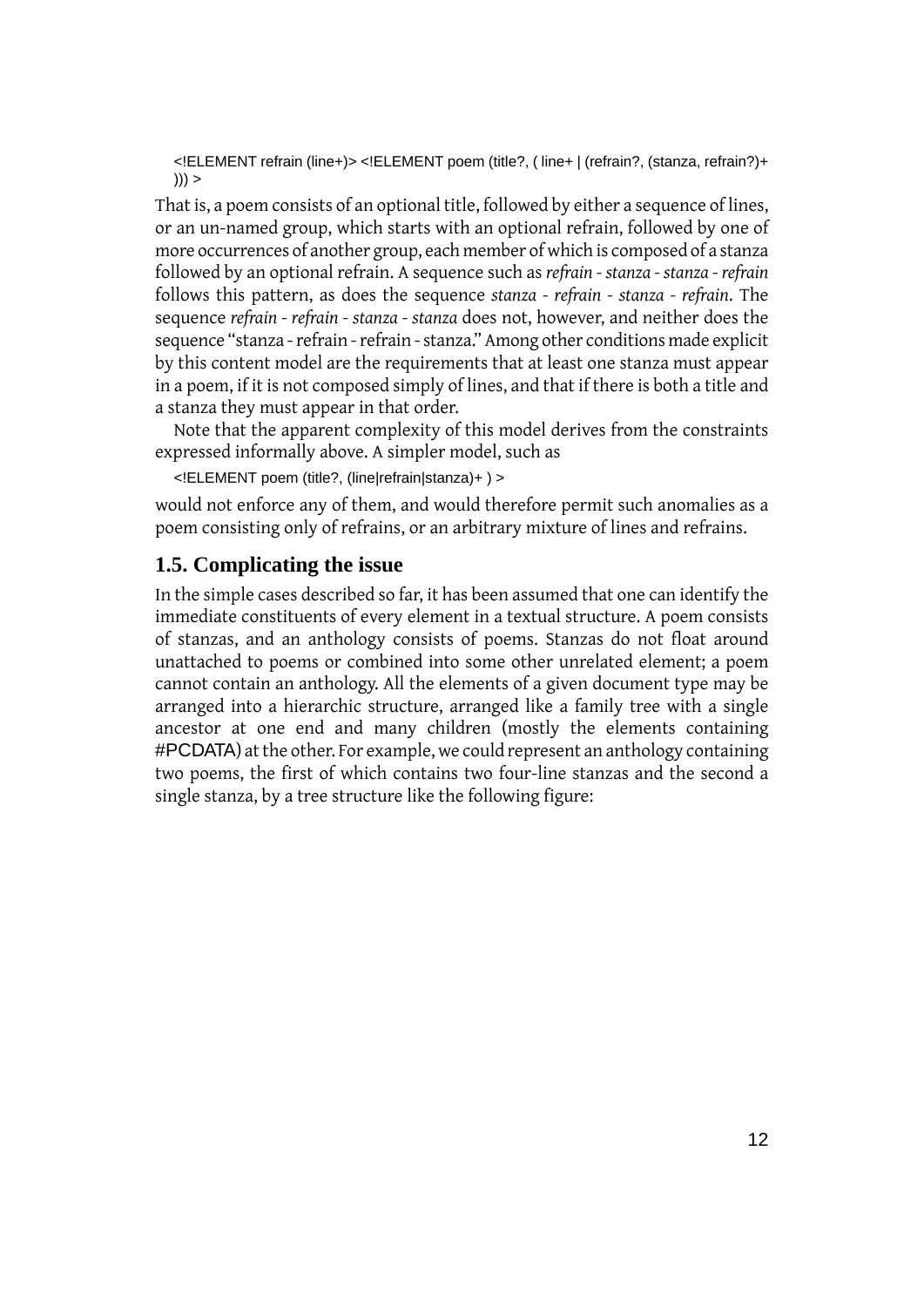```
<!ELEMENT refrain (line+)> <!ELEMENT poem (title?, ( line+ | (refrain?, (stanza, refrain?)+ ))) >
```

That is, a poem consists of an optional title, followed by either a sequence of lines, or an un-named group, which starts with an optional refrain, followed by one of more occurrences of another group, each member of which is composed of a stanza followed by an optional refrain. A sequence such as *refrain - stanza - stanza - refrain* follows this pattern, as does the sequence *stanza - refrain - stanza - refrain*. The sequence *refrain - refrain - stanza - stanza* does not, however, and neither does the sequence "stanza - refrain - refrain - stanza." Among other conditions made explicit by this content model are the requirements that at least one stanza must appear in a poem, if it is not composed simply of lines, and that if there is both a title and a stanza they must appear in that order.

Note that the apparent complexity of this model derives from the constraints expressed informally above. A simpler model, such as

```
<!ELEMENT poem (title?, (line|refrain|stanza)+ ) >
```

would not enforce any of them, and would therefore permit such anomalies as a poem consisting only of refrains, or an arbitrary mixture of lines and refrains.

## 1.5. Complicating the issue

In the simple cases described so far, it has been assumed that one can identify the immediate constituents of every element in a textual structure. A poem consists of stanzas, and an anthology consists of poems. Stanzas do not float around unattached to poems or combined into some other unrelated element; a poem cannot contain an anthology. All the elements of a given document type may be arranged into a hierarchic structure, arranged like a family tree with a single ancestor at one end and many children (mostly the elements containing #PCDATA) at the other. For example, we could represent an anthology containing two poems, the first of which contains two four-line stanzas and the second a single stanza, by a tree structure like the following figure: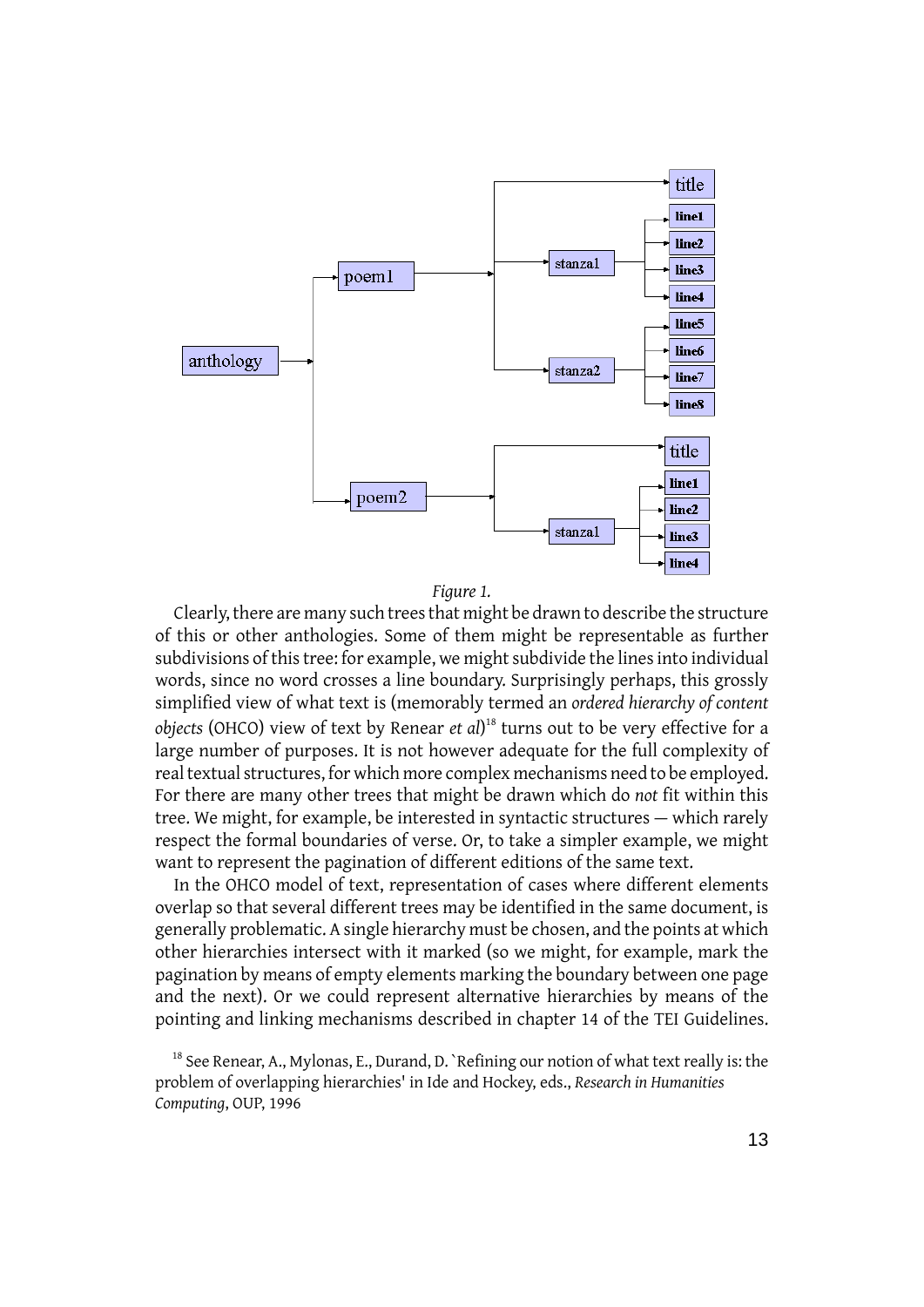*Figure 1.*

Clearly, there are many such trees that might be drawn to describe the structure of this or other anthologies. Some of them might be representable as further subdivisions of this tree: for example, we might subdivide the lines into individual words, since no word crosses a line boundary. Surprisingly perhaps, this grossly simplified view of what text is (memorably termed an *ordered hierarchy of content objects* (OHCO) view of text by Renear *et al*)[18] turns out to be very effective for a large number of purposes. It is not however adequate for the full complexity of real textual structures, for which more complex mechanisms need to be employed. For there are many other trees that might be drawn which do *not* fit within this tree. We might, for example, be interested in syntactic structures — which rarely respect the formal boundaries of verse. Or, to take a simpler example, we might want to represent the pagination of different editions of the same text.

In the OHCO model of text, representation of cases where different elements overlap so that several different trees may be identified in the same document, is generally problematic. A single hierarchy must be chosen, and the points at which other hierarchies intersect with it marked (so we might, for example, mark the pagination by means of empty elements marking the boundary between one page and the next). Or we could represent alternative hierarchies by means of the pointing and linking mechanisms described in chapter 14 of the TEI Guidelines.

[18] See Renear, A., Mylonas, E., Durand, D. `Refining our notion of what text really is: the problem of overlapping hierarchies' in Ide and Hockey, eds., *Research in Humanities Computing*, OUP, 1996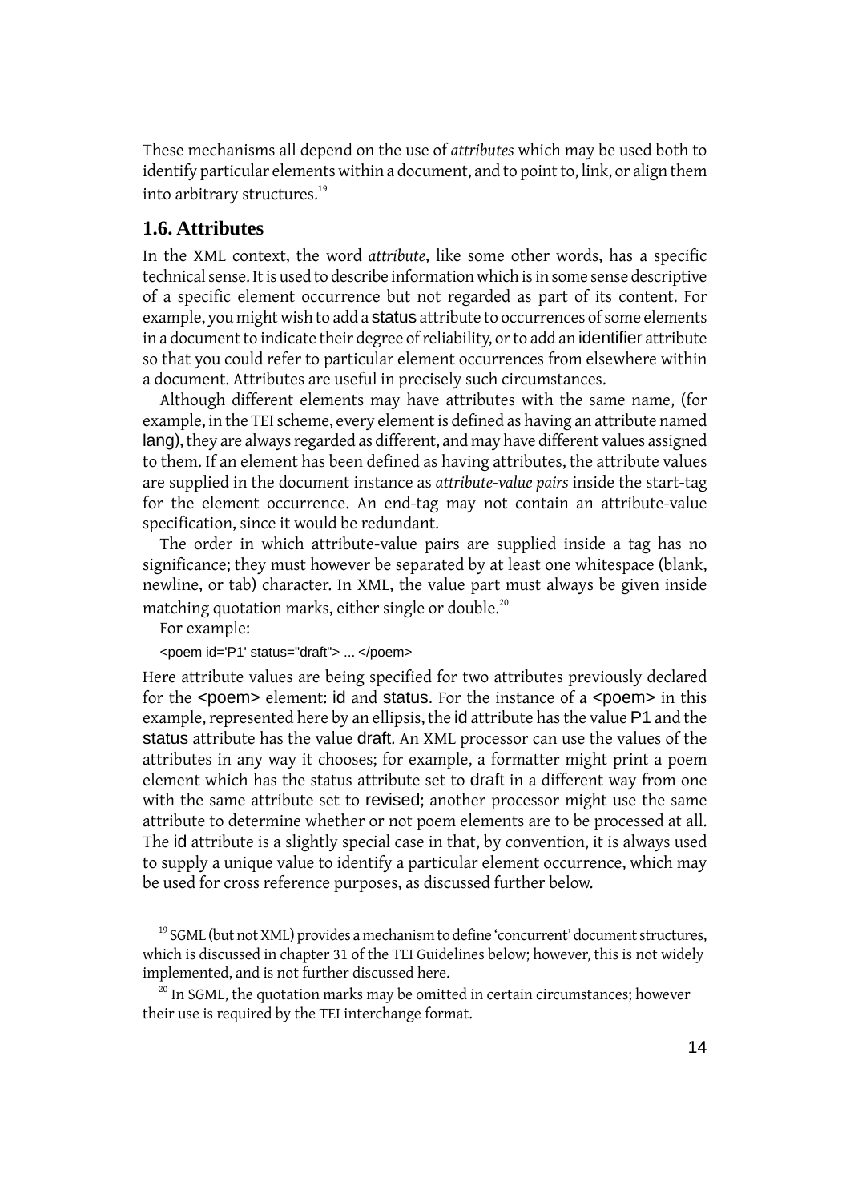These mechanisms all depend on the use of *attributes* which may be used both to identify particular elements within a document, and to point to, link, or align them into arbitrary structures.[19]

## 1.6. Attributes

In the XML context, the word *attribute*, like some other words, has a specific technical sense. It is used to describe information which is in some sense descriptive of a specific element occurrence but not regarded as part of its content. For example, you might wish to add a status attribute to occurrences of some elements in a document to indicate their degree of reliability, or to add an identifier attribute so that you could refer to particular element occurrences from elsewhere within a document. Attributes are useful in precisely such circumstances.

Although different elements may have attributes with the same name, (for example, in the TEI scheme, every element is defined as having an attribute named lang), they are always regarded as different, and may have different values assigned to them. If an element has been defined as having attributes, the attribute values are supplied in the document instance as *attribute-value pairs* inside the start-tag for the element occurrence. An end-tag may not contain an attribute-value specification, since it would be redundant.

The order in which attribute-value pairs are supplied inside a tag has no significance; they must however be separated by at least one whitespace (blank, newline, or tab) character. In XML, the value part must always be given inside matching quotation marks, either single or double.[20]

For example:

```
<poem id='P1' status="draft"> ... </poem>
```

Here attribute values are being specified for two attributes previously declared for the <poem> element: id and status. For the instance of a <poem> in this example, represented here by an ellipsis, the id attribute has the value P1 and the status attribute has the value draft. An XML processor can use the values of the attributes in any way it chooses; for example, a formatter might print a poem element which has the status attribute set to draft in a different way from one with the same attribute set to revised; another processor might use the same attribute to determine whether or not poem elements are to be processed at all. The id attribute is a slightly special case in that, by convention, it is always used to supply a unique value to identify a particular element occurrence, which may be used for cross reference purposes, as discussed further below.

[19] SGML (but not XML) provides a mechanism to define 'concurrent' document structures, which is discussed in chapter 31 of the TEI Guidelines below; however, this is not widely implemented, and is not further discussed here.

[20] In SGML, the quotation marks may be omitted in certain circumstances; however their use is required by the TEI interchange format.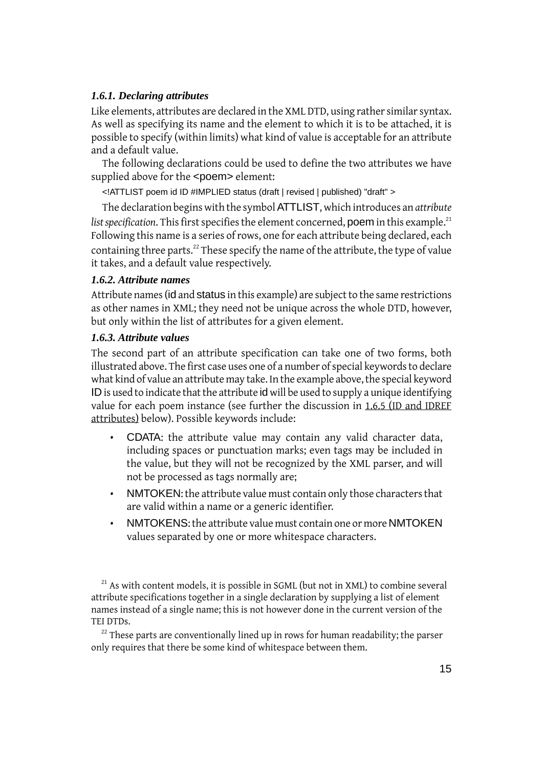### 1.6.1. Declaring attributes

Like elements, attributes are declared in the XML DTD, using rather similar syntax. As well as specifying its name and the element to which it is to be attached, it is possible to specify (within limits) what kind of value is acceptable for an attribute and a default value.

The following declarations could be used to define the two attributes we have supplied above for the `<poem>` element:

```
<!ATTLIST poem id ID #IMPLIED status (draft | revised | published) "draft" >
```

The declaration begins with the symbol `ATTLIST`, which introduces an *attribute list specification*. This first specifies the element concerned, `poem` in this example.[21] Following this name is a series of rows, one for each attribute being declared, each containing three parts.[22] These specify the name of the attribute, the type of value it takes, and a default value respectively.

### 1.6.2. Attribute names

Attribute names (`id` and `status` in this example) are subject to the same restrictions as other names in XML; they need not be unique across the whole DTD, however, but only within the list of attributes for a given element.

### 1.6.3. Attribute values

The second part of an attribute specification can take one of two forms, both illustrated above. The first case uses one of a number of special keywords to declare what kind of value an attribute may take. In the example above, the special keyword `ID` is used to indicate that the attribute `id` will be used to supply a unique identifying value for each poem instance (see further the discussion in 1.6.5 (ID and IDREF attributes) below). Possible keywords include:

- `CDATA`: the attribute value may contain any valid character data, including spaces or punctuation marks; even tags may be included in the value, but they will not be recognized by the XML parser, and will not be processed as tags normally are;
- `NMTOKEN`: the attribute value must contain only those characters that are valid within a name or a generic identifier.
- `NMTOKENS`: the attribute value must contain one or more `NMTOKEN` values separated by one or more whitespace characters.

[21] As with content models, it is possible in SGML (but not in XML) to combine several attribute specifications together in a single declaration by supplying a list of element names instead of a single name; this is not however done in the current version of the TEI DTDs.

[22] These parts are conventionally lined up in rows for human readability; the parser only requires that there be some kind of whitespace between them.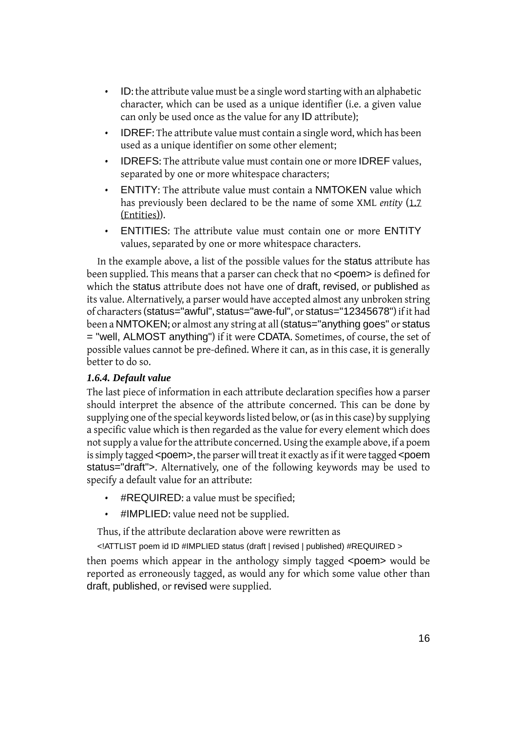- ID: the attribute value must be a single word starting with an alphabetic character, which can be used as a unique identifier (i.e. a given value can only be used once as the value for any ID attribute);
- IDREF: The attribute value must contain a single word, which has been used as a unique identifier on some other element;
- IDREFS: The attribute value must contain one or more IDREF values, separated by one or more whitespace characters;
- ENTITY: The attribute value must contain a NMTOKEN value which has previously been declared to be the name of some XML *entity* (1.7 (Entities)).
- ENTITIES: The attribute value must contain one or more ENTITY values, separated by one or more whitespace characters.

In the example above, a list of the possible values for the status attribute has been supplied. This means that a parser can check that no <poem> is defined for which the status attribute does not have one of draft, revised, or published as its value. Alternatively, a parser would have accepted almost any unbroken string of characters (status="awful", status="awe-ful", or status="12345678") if it had been a NMTOKEN; or almost any string at all (status="anything goes" or status = "well, ALMOST anything") if it were CDATA. Sometimes, of course, the set of possible values cannot be pre-defined. Where it can, as in this case, it is generally better to do so.

### *1.6.4. Default value*

The last piece of information in each attribute declaration specifies how a parser should interpret the absence of the attribute concerned. This can be done by supplying one of the special keywords listed below, or (as in this case) by supplying a specific value which is then regarded as the value for every element which does not supply a value for the attribute concerned. Using the example above, if a poem is simply tagged <poem>, the parser will treat it exactly as if it were tagged <poem status="draft">. Alternatively, one of the following keywords may be used to specify a default value for an attribute:

- #REQUIRED: a value must be specified;
- #IMPLIED: value need not be supplied.

Thus, if the attribute declaration above were rewritten as

```
<!ATTLIST poem id ID #IMPLIED status (draft | revised | published) #REQUIRED >
```

then poems which appear in the anthology simply tagged <poem> would be reported as erroneously tagged, as would any for which some value other than draft, published, or revised were supplied.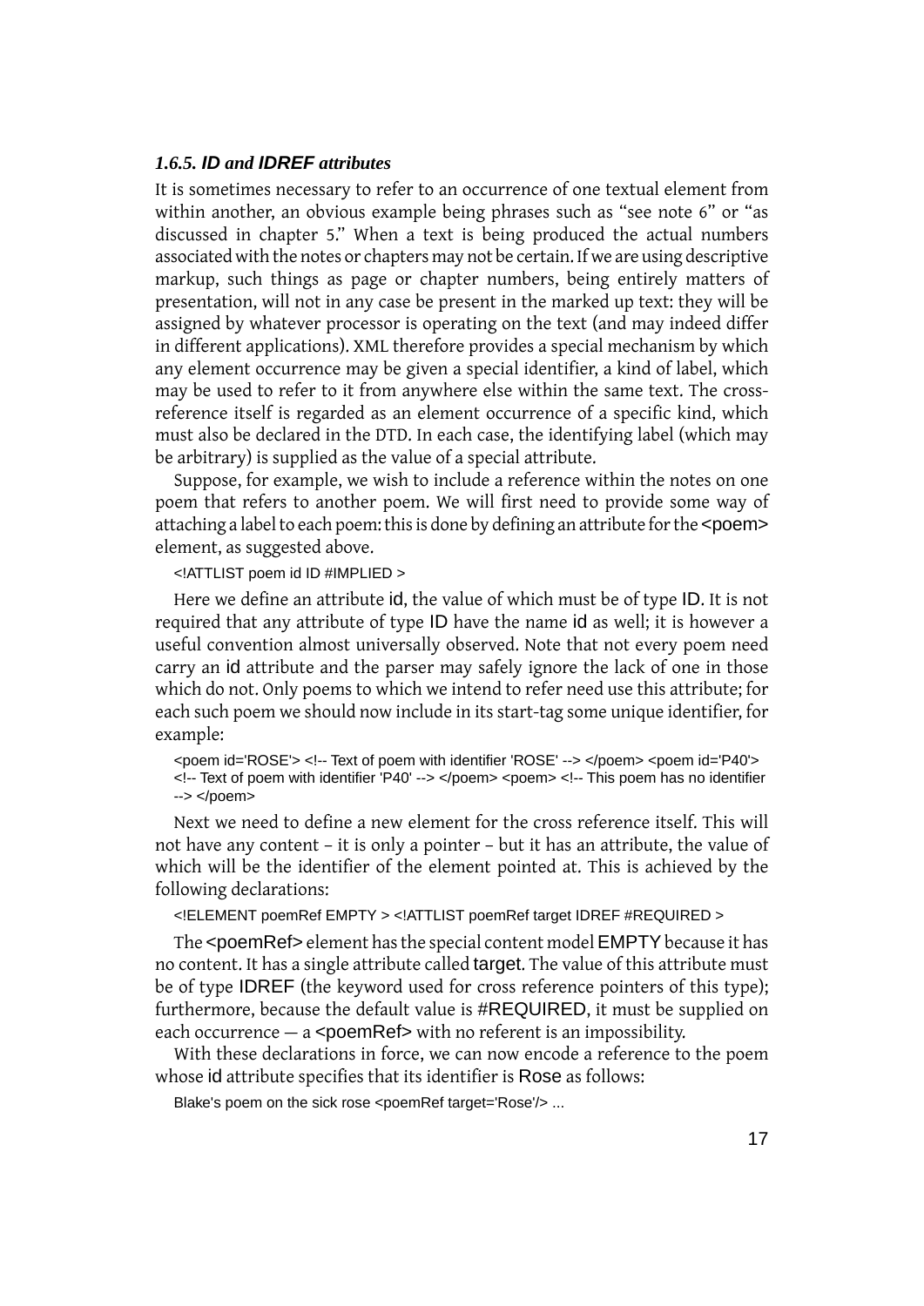### *1.6.5. ID and IDREF attributes*

It is sometimes necessary to refer to an occurrence of one textual element from within another, an obvious example being phrases such as “see note 6” or “as discussed in chapter 5.” When a text is being produced the actual numbers associated with the notes or chapters may not be certain. If we are using descriptive markup, such things as page or chapter numbers, being entirely matters of presentation, will not in any case be present in the marked up text: they will be assigned by whatever processor is operating on the text (and may indeed differ in different applications). XML therefore provides a special mechanism by which any element occurrence may be given a special identifier, a kind of label, which may be used to refer to it from anywhere else within the same text. The cross-reference itself is regarded as an element occurrence of a specific kind, which must also be declared in the DTD. In each case, the identifying label (which may be arbitrary) is supplied as the value of a special attribute.

Suppose, for example, we wish to include a reference within the notes on one poem that refers to another poem. We will first need to provide some way of attaching a label to each poem: this is done by defining an attribute for the `<poem>` element, as suggested above.

```
<!ATTLIST poem id ID #IMPLIED >
```

Here we define an attribute `id`, the value of which must be of type `ID`. It is not required that any attribute of type `ID` have the name `id` as well; it is however a useful convention almost universally observed. Note that not every poem need carry an `id` attribute and the parser may safely ignore the lack of one in those which do not. Only poems to which we intend to refer need use this attribute; for each such poem we should now include in its start-tag some unique identifier, for example:

```
<poem id='ROSE'> <!-- Text of poem with identifier 'ROSE' --> </poem> <poem id='P40'>
<!-- Text of poem with identifier 'P40' --> </poem> <poem> <!-- This poem has no identifier
--> </poem>
```

Next we need to define a new element for the cross reference itself. This will not have any content – it is only a pointer – but it has an attribute, the value of which will be the identifier of the element pointed at. This is achieved by the following declarations:

```
<!ELEMENT poemRef EMPTY > <!ATTLIST poemRef target IDREF #REQUIRED >
```

The `<poemRef>` element has the special content model `EMPTY` because it has no content. It has a single attribute called `target`. The value of this attribute must be of type `IDREF` (the keyword used for cross reference pointers of this type); furthermore, because the default value is `#REQUIRED`, it must be supplied on each occurrence — a `<poemRef>` with no referent is an impossibility.

With these declarations in force, we can now encode a reference to the poem whose `id` attribute specifies that its identifier is `Rose` as follows:

```
Blake's poem on the sick rose <poemRef target='Rose'/> ...
```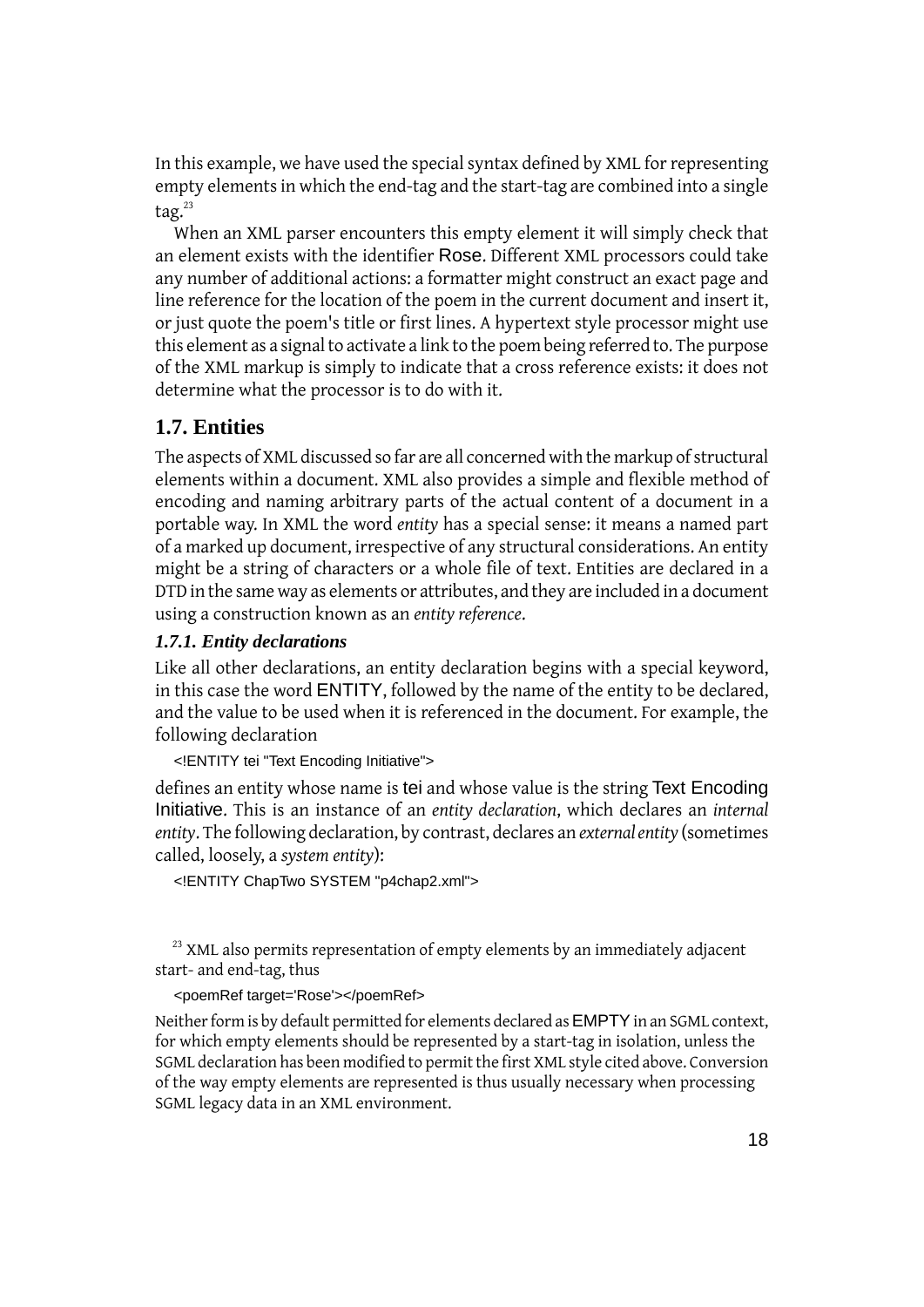In this example, we have used the special syntax defined by XML for representing empty elements in which the end-tag and the start-tag are combined into a single tag.[23]

When an XML parser encounters this empty element it will simply check that an element exists with the identifier Rose. Different XML processors could take any number of additional actions: a formatter might construct an exact page and line reference for the location of the poem in the current document and insert it, or just quote the poem's title or first lines. A hypertext style processor might use this element as a signal to activate a link to the poem being referred to. The purpose of the XML markup is simply to indicate that a cross reference exists: it does not determine what the processor is to do with it.

## 1.7. Entities

The aspects of XML discussed so far are all concerned with the markup of structural elements within a document. XML also provides a simple and flexible method of encoding and naming arbitrary parts of the actual content of a document in a portable way. In XML the word *entity* has a special sense: it means a named part of a marked up document, irrespective of any structural considerations. An entity might be a string of characters or a whole file of text. Entities are declared in a DTD in the same way as elements or attributes, and they are included in a document using a construction known as an *entity reference*.

### *1.7.1. Entity declarations*

Like all other declarations, an entity declaration begins with a special keyword, in this case the word ENTITY, followed by the name of the entity to be declared, and the value to be used when it is referenced in the document. For example, the following declaration

```
<!ENTITY tei "Text Encoding Initiative">
```

defines an entity whose name is tei and whose value is the string Text Encoding Initiative. This is an instance of an *entity declaration*, which declares an *internal entity*. The following declaration, by contrast, declares an *external entity* (sometimes called, loosely, a *system entity*):

```
<!ENTITY ChapTwo SYSTEM "p4chap2.xml">
```

[23] XML also permits representation of empty elements by an immediately adjacent start- and end-tag, thus

```
<poemRef target='Rose'></poemRef>
```

Neither form is by default permitted for elements declared as EMPTY in an SGML context, for which empty elements should be represented by a start-tag in isolation, unless the SGML declaration has been modified to permit the first XML style cited above. Conversion of the way empty elements are represented is thus usually necessary when processing SGML legacy data in an XML environment.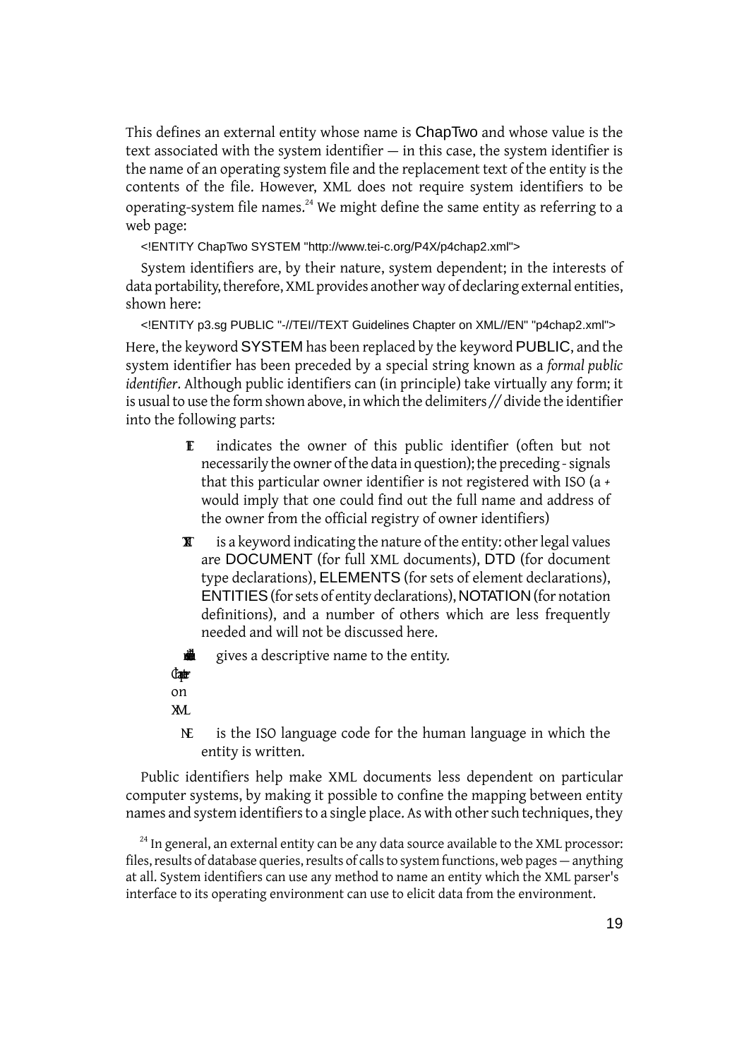This defines an external entity whose name is ChapTwo and whose value is the text associated with the system identifier — in this case, the system identifier is the name of an operating system file and the replacement text of the entity is the contents of the file. However, XML does not require system identifiers to be operating-system file names.[24] We might define the same entity as referring to a web page:

```
<!ENTITY ChapTwo SYSTEM "http://www.tei-c.org/P4X/p4chap2.xml">
```

System identifiers are, by their nature, system dependent; in the interests of data portability, therefore, XML provides another way of declaring external entities, shown here:

```
<!ENTITY p3.sg PUBLIC "-//TEI//TEXT Guidelines Chapter on XML//EN" "p4chap2.xml">
```

Here, the keyword SYSTEM has been replaced by the keyword PUBLIC, and the system identifier has been preceded by a special string known as a *formal public identifier*. Although public identifiers can (in principle) take virtually any form; it is usual to use the form shown above, in which the delimiters // divide the identifier into the following parts:

**TEI**
: indicates the owner of this public identifier (often but not necessarily the owner of the data in question); the preceding - signals that this particular owner identifier is not registered with ISO (a + would imply that one could find out the full name and address of the owner from the official registry of owner identifiers)

**TEXT**
: is a keyword indicating the nature of the entity: other legal values are DOCUMENT (for full XML documents), DTD (for document type declarations), ELEMENTS (for sets of element declarations), ENTITIES (for sets of entity declarations), NOTATION (for notation definitions), and a number of others which are less frequently needed and will not be discussed here.

**Guidelines Chapter on XML**
: gives a descriptive name to the entity.

**EN**
: is the ISO language code for the human language in which the entity is written.

Public identifiers help make XML documents less dependent on particular computer systems, by making it possible to confine the mapping between entity names and system identifiers to a single place. As with other such techniques, they

[24] In general, an external entity can be any data source available to the XML processor: files, results of database queries, results of calls to system functions, web pages — anything at all. System identifiers can use any method to name an entity which the XML parser's interface to its operating environment can use to elicit data from the environment.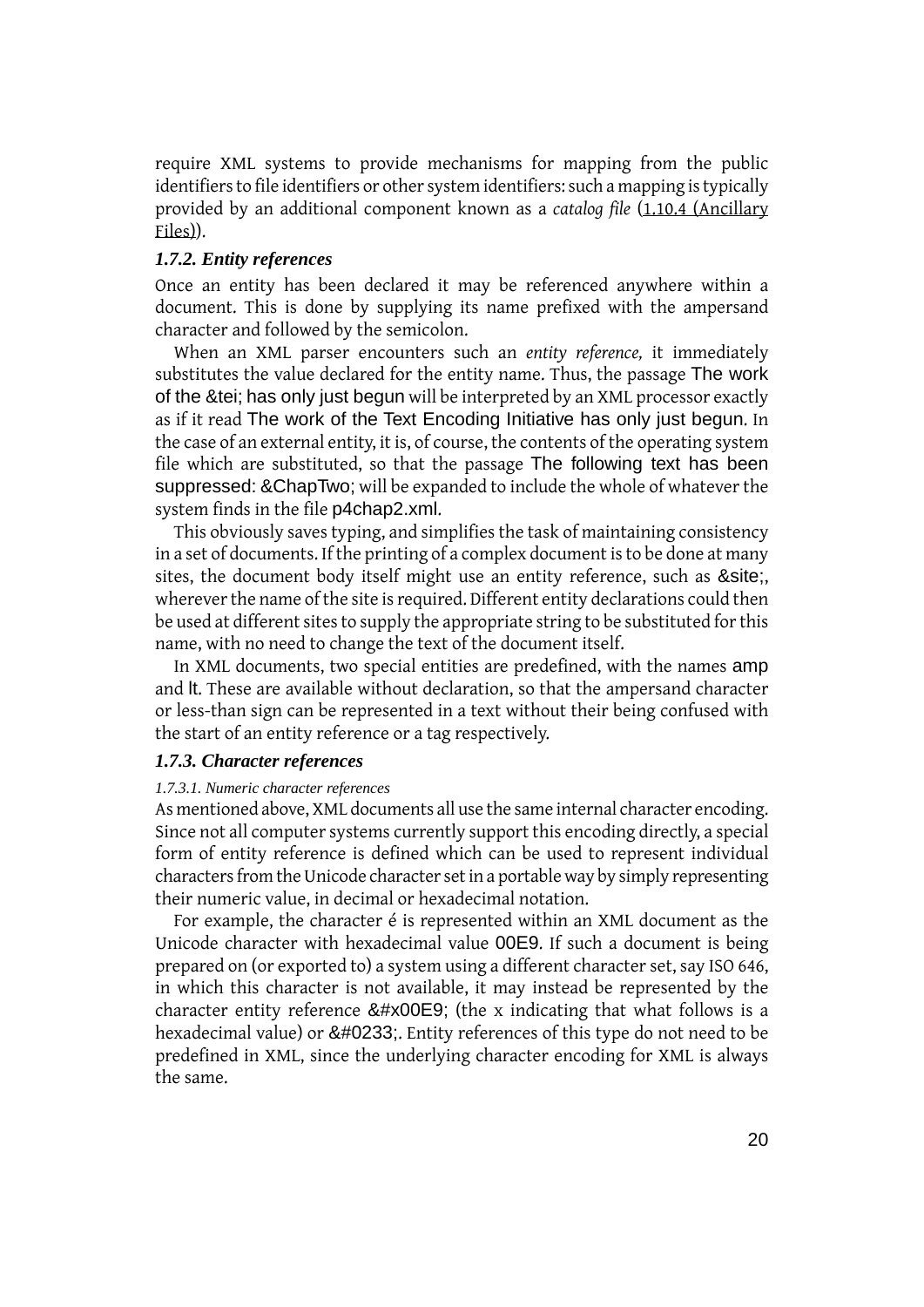require XML systems to provide mechanisms for mapping from the public identifiers to file identifiers or other system identifiers: such a mapping is typically provided by an additional component known as a *catalog file* (1.10.4 (Ancillary Files)).

### 1.7.2. Entity references

Once an entity has been declared it may be referenced anywhere within a document. This is done by supplying its name prefixed with the ampersand character and followed by the semicolon.

When an XML parser encounters such an *entity reference,* it immediately substitutes the value declared for the entity name. Thus, the passage `The work of the &tei; has only just begun` will be interpreted by an XML processor exactly as if it read `The work of the Text Encoding Initiative has only just begun`. In the case of an external entity, it is, of course, the contents of the operating system file which are substituted, so that the passage `The following text has been suppressed: &ChapTwo;` will be expanded to include the whole of whatever the system finds in the file `p4chap2.xml`.

This obviously saves typing, and simplifies the task of maintaining consistency in a set of documents. If the printing of a complex document is to be done at many sites, the document body itself might use an entity reference, such as `&site;`, wherever the name of the site is required. Different entity declarations could then be used at different sites to supply the appropriate string to be substituted for this name, with no need to change the text of the document itself.

In XML documents, two special entities are predefined, with the names `amp` and `lt`. These are available without declaration, so that the ampersand character or less-than sign can be represented in a text without their being confused with the start of an entity reference or a tag respectively.

### 1.7.3. Character references

#### 1.7.3.1. Numeric character references

As mentioned above, XML documents all use the same internal character encoding. Since not all computer systems currently support this encoding directly, a special form of entity reference is defined which can be used to represent individual characters from the Unicode character set in a portable way by simply representing their numeric value, in decimal or hexadecimal notation.

For example, the character é is represented within an XML document as the Unicode character with hexadecimal value `00E9`. If such a document is being prepared on (or exported to) a system using a different character set, say ISO 646, in which this character is not available, it may instead be represented by the character entity reference `&#x00E9;` (the x indicating that what follows is a hexadecimal value) or `&#0233;`. Entity references of this type do not need to be predefined in XML, since the underlying character encoding for XML is always the same.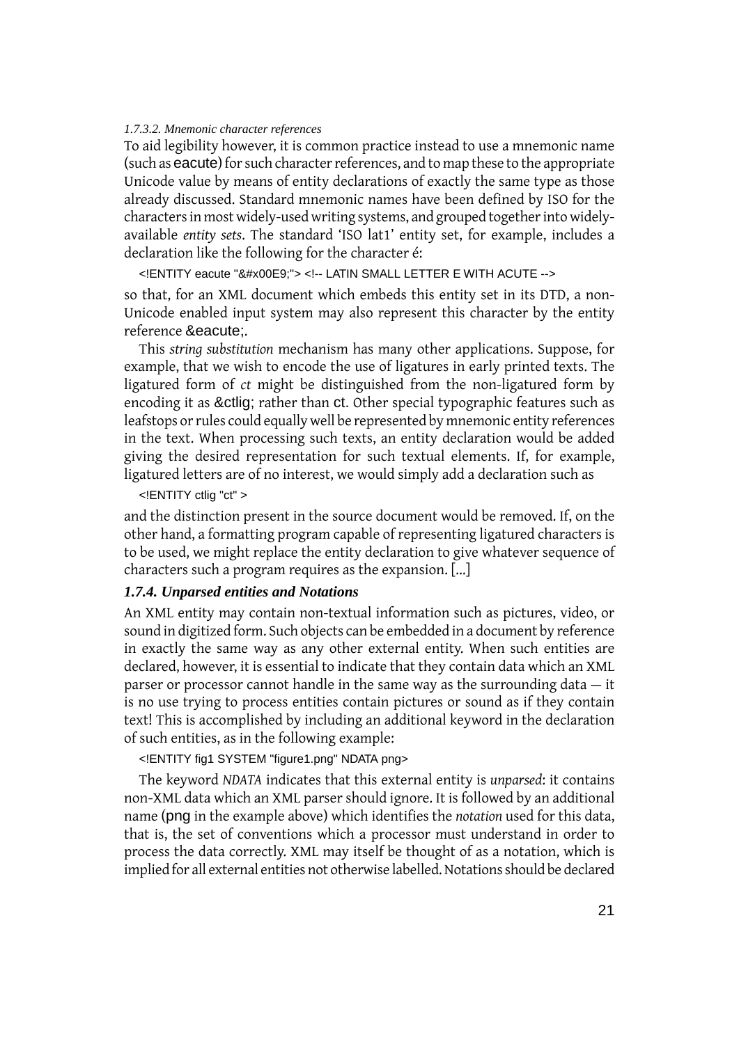*1.7.3.2. Mnemonic character references*

To aid legibility however, it is common practice instead to use a mnemonic name (such as eacute) for such character references, and to map these to the appropriate Unicode value by means of entity declarations of exactly the same type as those already discussed. Standard mnemonic names have been defined by ISO for the characters in most widely-used writing systems, and grouped together into widely-available *entity sets*. The standard 'ISO lat1' entity set, for example, includes a declaration like the following for the character é:

```
<!ENTITY eacute "&#x00E9;"> <!-- LATIN SMALL LETTER E WITH ACUTE -->
```

so that, for an XML document which embeds this entity set in its DTD, a non-Unicode enabled input system may also represent this character by the entity reference &eacute;.

This *string substitution* mechanism has many other applications. Suppose, for example, that we wish to encode the use of ligatures in early printed texts. The ligatured form of *ct* might be distinguished from the non-ligatured form by encoding it as &ctlig; rather than ct. Other special typographic features such as leafstops or rules could equally well be represented by mnemonic entity references in the text. When processing such texts, an entity declaration would be added giving the desired representation for such textual elements. If, for example, ligatured letters are of no interest, we would simply add a declaration such as

```
<!ENTITY ctlig "ct" >
```

and the distinction present in the source document would be removed. If, on the other hand, a formatting program capable of representing ligatured characters is to be used, we might replace the entity declaration to give whatever sequence of characters such a program requires as the expansion. [...]

### *1.7.4. Unparsed entities and Notations*

An XML entity may contain non-textual information such as pictures, video, or sound in digitized form. Such objects can be embedded in a document by reference in exactly the same way as any other external entity. When such entities are declared, however, it is essential to indicate that they contain data which an XML parser or processor cannot handle in the same way as the surrounding data — it is no use trying to process entities contain pictures or sound as if they contain text! This is accomplished by including an additional keyword in the declaration of such entities, as in the following example:

```
<!ENTITY fig1 SYSTEM "figure1.png" NDATA png>
```

The keyword *NDATA* indicates that this external entity is *unparsed*: it contains non-XML data which an XML parser should ignore. It is followed by an additional name (png in the example above) which identifies the *notation* used for this data, that is, the set of conventions which a processor must understand in order to process the data correctly. XML may itself be thought of as a notation, which is implied for all external entities not otherwise labelled. Notations should be declared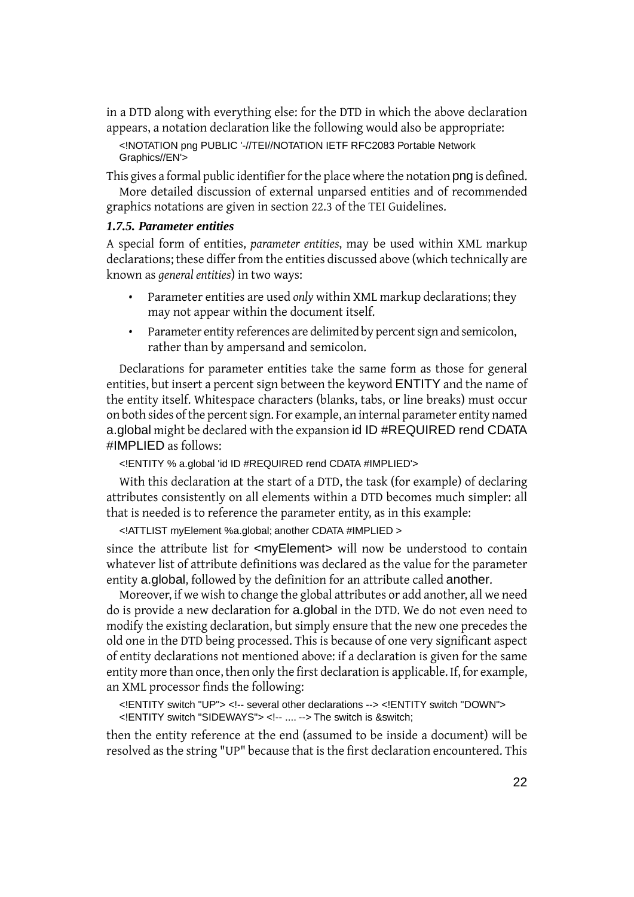in a DTD along with everything else: for the DTD in which the above declaration appears, a notation declaration like the following would also be appropriate:

```
<!NOTATION png PUBLIC '-//TEI//NOTATION IETF RFC2083 Portable Network Graphics//EN'>
```

This gives a formal public identifier for the place where the notation png is defined.

More detailed discussion of external unparsed entities and of recommended graphics notations are given in section 22.3 of the TEI Guidelines.

### *1.7.5. Parameter entities*

A special form of entities, *parameter entities*, may be used within XML markup declarations; these differ from the entities discussed above (which technically are known as *general entities*) in two ways:

- Parameter entities are used *only* within XML markup declarations; they may not appear within the document itself.
- Parameter entity references are delimited by percent sign and semicolon, rather than by ampersand and semicolon.

Declarations for parameter entities take the same form as those for general entities, but insert a percent sign between the keyword ENTITY and the name of the entity itself. Whitespace characters (blanks, tabs, or line breaks) must occur on both sides of the percent sign. For example, an internal parameter entity named a.global might be declared with the expansion id ID #REQUIRED rend CDATA #IMPLIED as follows:

```
<!ENTITY % a.global 'id ID #REQUIRED rend CDATA #IMPLIED'>
```

With this declaration at the start of a DTD, the task (for example) of declaring attributes consistently on all elements within a DTD becomes much simpler: all that is needed is to reference the parameter entity, as in this example:

```
<!ATTLIST myElement %a.global; another CDATA #IMPLIED >
```

since the attribute list for <myElement> will now be understood to contain whatever list of attribute definitions was declared as the value for the parameter entity a.global, followed by the definition for an attribute called another.

Moreover, if we wish to change the global attributes or add another, all we need do is provide a new declaration for a.global in the DTD. We do not even need to modify the existing declaration, but simply ensure that the new one precedes the old one in the DTD being processed. This is because of one very significant aspect of entity declarations not mentioned above: if a declaration is given for the same entity more than once, then only the first declaration is applicable. If, for example, an XML processor finds the following:

```
<!ENTITY switch "UP"> <!-- several other declarations --> <!ENTITY switch "DOWN">
<!ENTITY switch "SIDEWAYS"> <!-- .... --> The switch is &switch;
```

then the entity reference at the end (assumed to be inside a document) will be resolved as the string "UP" because that is the first declaration encountered. This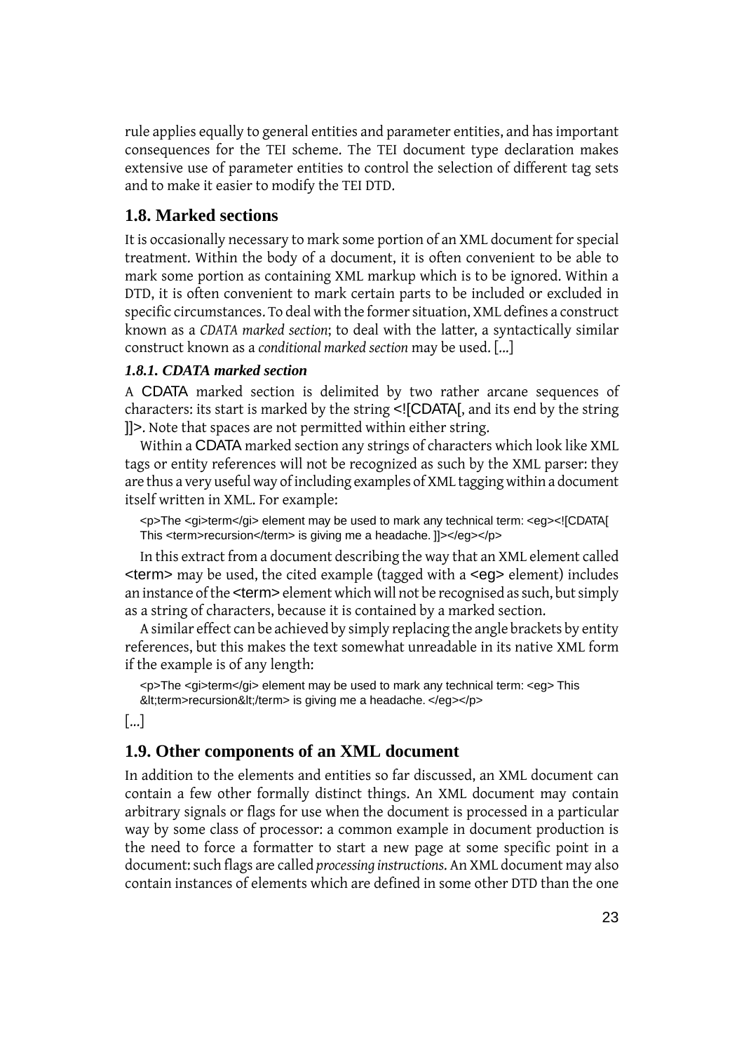rule applies equally to general entities and parameter entities, and has important consequences for the TEI scheme. The TEI document type declaration makes extensive use of parameter entities to control the selection of different tag sets and to make it easier to modify the TEI DTD.

## 1.8. Marked sections

It is occasionally necessary to mark some portion of an XML document for special treatment. Within the body of a document, it is often convenient to be able to mark some portion as containing XML markup which is to be ignored. Within a DTD, it is often convenient to mark certain parts to be included or excluded in specific circumstances. To deal with the former situation, XML defines a construct known as a *CDATA marked section*; to deal with the latter, a syntactically similar construct known as a *conditional marked section* may be used. [...]

### *1.8.1. CDATA marked section*

A `CDATA` marked section is delimited by two rather arcane sequences of characters: its start is marked by the string `<![CDATA[`, and its end by the string `]]>`. Note that spaces are not permitted within either string.

Within a `CDATA` marked section any strings of characters which look like XML tags or entity references will not be recognized as such by the XML parser: they are thus a very useful way of including examples of XML tagging within a document itself written in XML. For example:

```
<p>The <gi>term</gi> element may be used to mark any technical term: <eg><![CDATA[
This <term>recursion</term> is giving me a headache. ]]></eg></p>
```

In this extract from a document describing the way that an XML element called `<term>` may be used, the cited example (tagged with a `<eg>` element) includes an instance of the `<term>` element which will not be recognised as such, but simply as a string of characters, because it is contained by a marked section.

A similar effect can be achieved by simply replacing the angle brackets by entity references, but this makes the text somewhat unreadable in its native XML form if the example is of any length:

```
<p>The <gi>term</gi> element may be used to mark any technical term: <eg> This
&lt;term>recursion&lt;/term> is giving me a headache. </eg></p>
```

[...]

## 1.9. Other components of an XML document

In addition to the elements and entities so far discussed, an XML document can contain a few other formally distinct things. An XML document may contain arbitrary signals or flags for use when the document is processed in a particular way by some class of processor: a common example in document production is the need to force a formatter to start a new page at some specific point in a document: such flags are called *processing instructions*. An XML document may also contain instances of elements which are defined in some other DTD than the one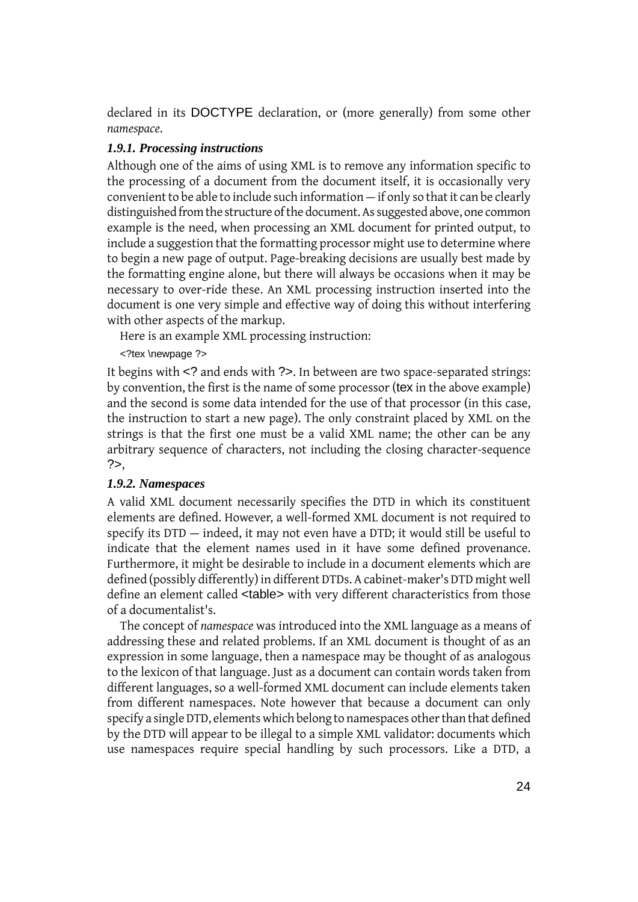declared in its DOCTYPE declaration, or (more generally) from some other *namespace*.

### *1.9.1. Processing instructions*

Although one of the aims of using XML is to remove any information specific to the processing of a document from the document itself, it is occasionally very convenient to be able to include such information — if only so that it can be clearly distinguished from the structure of the document. As suggested above, one common example is the need, when processing an XML document for printed output, to include a suggestion that the formatting processor might use to determine where to begin a new page of output. Page-breaking decisions are usually best made by the formatting engine alone, but there will always be occasions when it may be necessary to over-ride these. An XML processing instruction inserted into the document is one very simple and effective way of doing this without interfering with other aspects of the markup.

Here is an example XML processing instruction:

```
<?tex \newpage ?>
```

It begins with <? and ends with ?>. In between are two space-separated strings: by convention, the first is the name of some processor (tex in the above example) and the second is some data intended for the use of that processor (in this case, the instruction to start a new page). The only constraint placed by XML on the strings is that the first one must be a valid XML name; the other can be any arbitrary sequence of characters, not including the closing character-sequence ?>,

### *1.9.2. Namespaces*

A valid XML document necessarily specifies the DTD in which its constituent elements are defined. However, a well-formed XML document is not required to specify its DTD — indeed, it may not even have a DTD; it would still be useful to indicate that the element names used in it have some defined provenance. Furthermore, it might be desirable to include in a document elements which are defined (possibly differently) in different DTDs. A cabinet-maker's DTD might well define an element called <table> with very different characteristics from those of a documentalist's.

The concept of *namespace* was introduced into the XML language as a means of addressing these and related problems. If an XML document is thought of as an expression in some language, then a namespace may be thought of as analogous to the lexicon of that language. Just as a document can contain words taken from different languages, so a well-formed XML document can include elements taken from different namespaces. Note however that because a document can only specify a single DTD, elements which belong to namespaces other than that defined by the DTD will appear to be illegal to a simple XML validator: documents which use namespaces require special handling by such processors. Like a DTD, a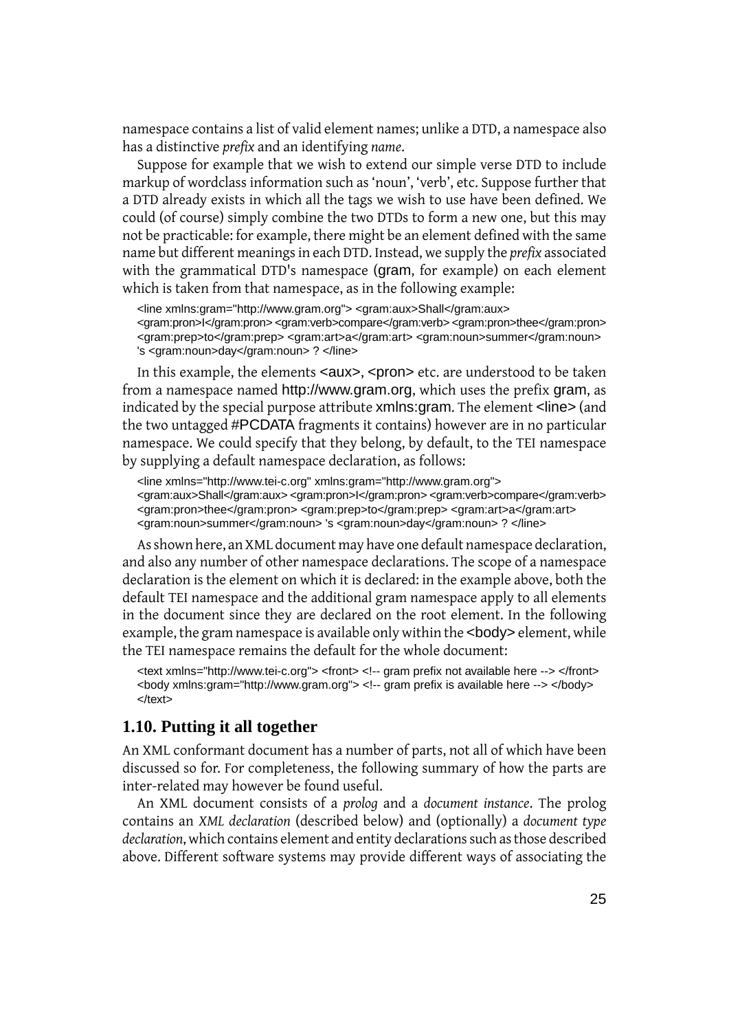namespace contains a list of valid element names; unlike a DTD, a namespace also has a distinctive *prefix* and an identifying *name*.

Suppose for example that we wish to extend our simple verse DTD to include markup of wordclass information such as 'noun', 'verb', etc. Suppose further that a DTD already exists in which all the tags we wish to use have been defined. We could (of course) simply combine the two DTDs to form a new one, but this may not be practicable: for example, there might be an element defined with the same name but different meanings in each DTD. Instead, we supply the *prefix* associated with the grammatical DTD's namespace (`gram`, for example) on each element which is taken from that namespace, as in the following example:

```
<line xmlns:gram="http://www.gram.org"> <gram:aux>Shall</gram:aux>
<gram:pron>I</gram:pron> <gram:verb>compare</gram:verb> <gram:pron>thee</gram:pron>
<gram:prep>to</gram:prep> <gram:art>a</gram:art> <gram:noun>summer</gram:noun>
's <gram:noun>day</gram:noun> ? </line>
```

In this example, the elements `<aux>`, `<pron>` etc. are understood to be taken from a namespace named `http://www.gram.org`, which uses the prefix `gram`, as indicated by the special purpose attribute `xmlns:gram`. The element `<line>` (and the two untagged `#PCDATA` fragments it contains) however are in no particular namespace. We could specify that they belong, by default, to the TEI namespace by supplying a default namespace declaration, as follows:

```
<line xmlns="http://www.tei-c.org" xmlns:gram="http://www.gram.org">
<gram:aux>Shall</gram:aux> <gram:pron>I</gram:pron> <gram:verb>compare</gram:verb>
<gram:pron>thee</gram:pron> <gram:prep>to</gram:prep> <gram:art>a</gram:art>
<gram:noun>summer</gram:noun> 's <gram:noun>day</gram:noun> ? </line>
```

As shown here, an XML document may have one default namespace declaration, and also any number of other namespace declarations. The scope of a namespace declaration is the element on which it is declared: in the example above, both the default TEI namespace and the additional gram namespace apply to all elements in the document since they are declared on the root element. In the following example, the gram namespace is available only within the `<body>` element, while the TEI namespace remains the default for the whole document:

```
<text xmlns="http://www.tei-c.org"> <front> <!-- gram prefix not available here --> </front>
<body xmlns:gram="http://www.gram.org"> <!-- gram prefix is available here --> </body>
</text>
```

## 1.10. Putting it all together

An XML conformant document has a number of parts, not all of which have been discussed so for. For completeness, the following summary of how the parts are inter-related may however be found useful.

An XML document consists of a *prolog* and a *document instance*. The prolog contains an *XML declaration* (described below) and (optionally) a *document type declaration*, which contains element and entity declarations such as those described above. Different software systems may provide different ways of associating the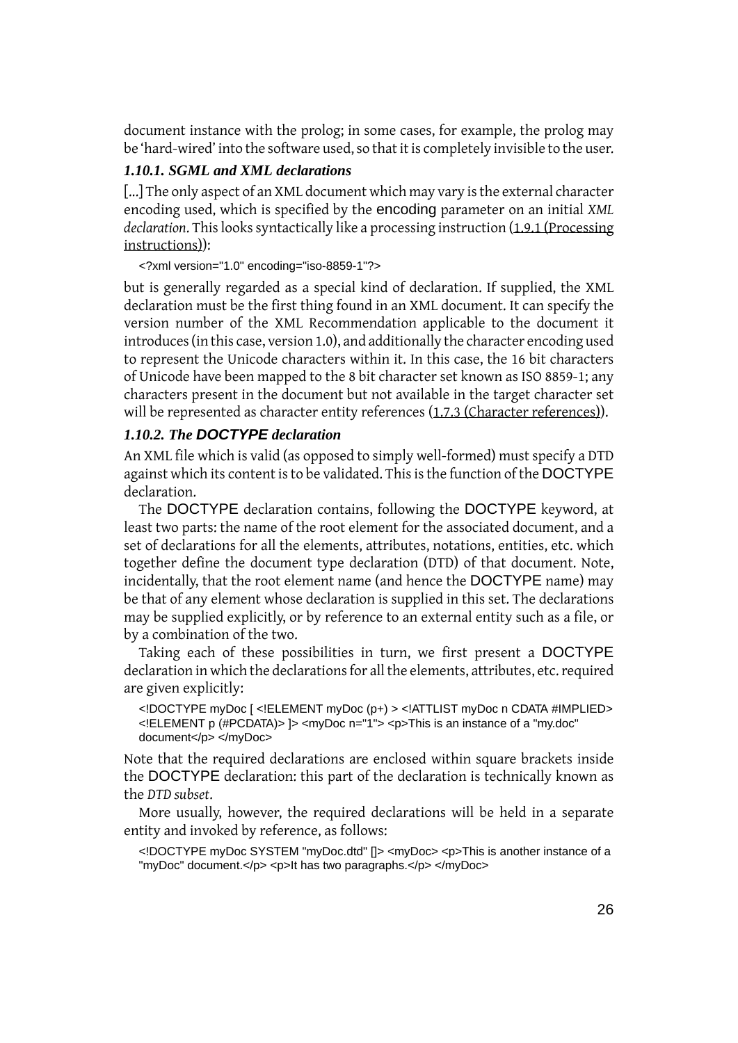document instance with the prolog; in some cases, for example, the prolog may be 'hard-wired' into the software used, so that it is completely invisible to the user.

### *1.10.1. SGML and XML declarations*

[...] The only aspect of an XML document which may vary is the external character encoding used, which is specified by the `encoding` parameter on an initial *XML declaration*. This looks syntactically like a processing instruction (1.9.1 (Processing instructions)):

```
<?xml version="1.0" encoding="iso-8859-1"?>
```

but is generally regarded as a special kind of declaration. If supplied, the XML declaration must be the first thing found in an XML document. It can specify the version number of the XML Recommendation applicable to the document it introduces (in this case, version 1.0), and additionally the character encoding used to represent the Unicode characters within it. In this case, the 16 bit characters of Unicode have been mapped to the 8 bit character set known as ISO 8859-1; any characters present in the document but not available in the target character set will be represented as character entity references (1.7.3 (Character references)).

### *1.10.2. The `DOCTYPE` declaration*

An XML file which is valid (as opposed to simply well-formed) must specify a DTD against which its content is to be validated. This is the function of the `DOCTYPE` declaration.

The `DOCTYPE` declaration contains, following the `DOCTYPE` keyword, at least two parts: the name of the root element for the associated document, and a set of declarations for all the elements, attributes, notations, entities, etc. which together define the document type declaration (DTD) of that document. Note, incidentally, that the root element name (and hence the `DOCTYPE` name) may be that of any element whose declaration is supplied in this set. The declarations may be supplied explicitly, or by reference to an external entity such as a file, or by a combination of the two.

Taking each of these possibilities in turn, we first present a `DOCTYPE` declaration in which the declarations for all the elements, attributes, etc. required are given explicitly:

```
<!DOCTYPE myDoc [ <!ELEMENT myDoc (p+) > <!ATTLIST myDoc n CDATA #IMPLIED> <!ELEMENT p (#PCDATA)> ]> <myDoc n="1"> <p>This is an instance of a "my.doc" document</p> </myDoc>
```

Note that the required declarations are enclosed within square brackets inside the `DOCTYPE` declaration: this part of the declaration is technically known as the *DTD subset*.

More usually, however, the required declarations will be held in a separate entity and invoked by reference, as follows:

```
<!DOCTYPE myDoc SYSTEM "myDoc.dtd" []> <myDoc> <p>This is another instance of a "myDoc" document.</p> <p>It has two paragraphs.</p> </myDoc>
```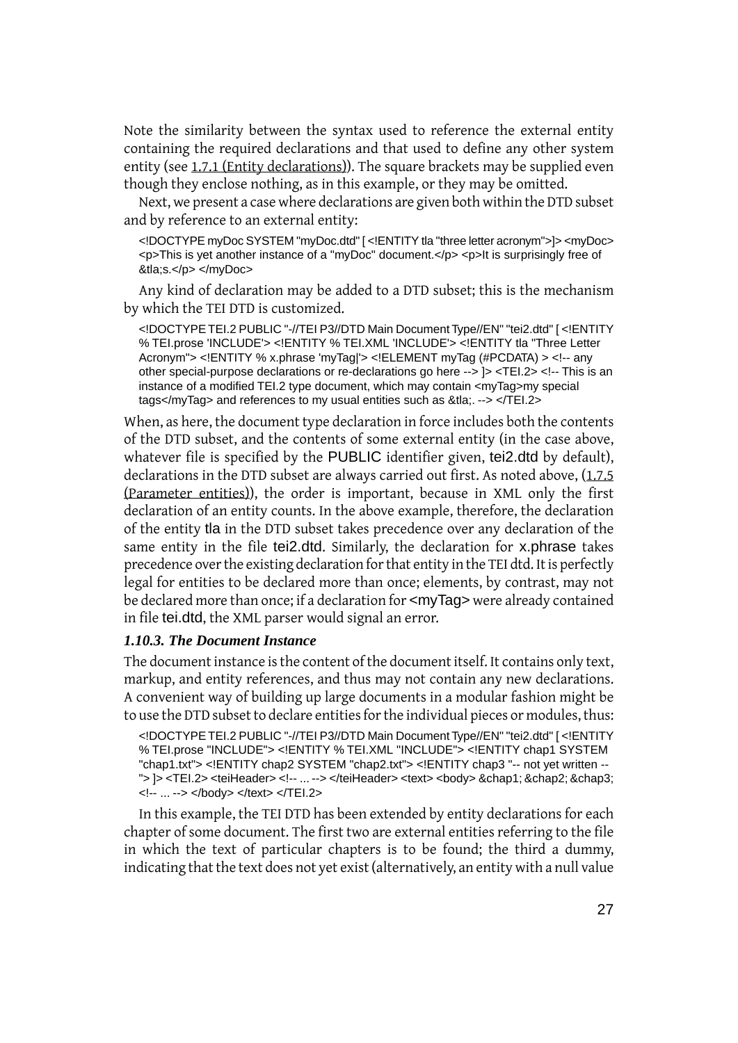Note the similarity between the syntax used to reference the external entity containing the required declarations and that used to define any other system entity (see 1.7.1 (Entity declarations)). The square brackets may be supplied even though they enclose nothing, as in this example, or they may be omitted.

Next, we present a case where declarations are given both within the DTD subset and by reference to an external entity:

```
<!DOCTYPE myDoc SYSTEM "myDoc.dtd" [ <!ENTITY tla "three letter acronym">]> <myDoc> <p>This is yet another instance of a "myDoc" document.</p> <p>It is surprisingly free of &tla;s.</p> </myDoc>
```

Any kind of declaration may be added to a DTD subset; this is the mechanism by which the TEI DTD is customized.

```
<!DOCTYPE TEI.2 PUBLIC "-//TEI P3//DTD Main Document Type//EN" "tei2.dtd" [ <!ENTITY % TEI.prose 'INCLUDE'> <!ENTITY % TEI.XML 'INCLUDE'> <!ENTITY tla "Three Letter Acronym"> <!ENTITY % x.phrase 'myTag|'> <!ELEMENT myTag (#PCDATA) > <!-- any other special-purpose declarations or re-declarations go here --> ]> <TEI.2> <!-- This is an instance of a modified TEI.2 type document, which may contain <myTag>my special tags</myTag> and references to my usual entities such as &tla;. --> </TEI.2>
```

When, as here, the document type declaration in force includes both the contents of the DTD subset, and the contents of some external entity (in the case above, whatever file is specified by the PUBLIC identifier given, tei2.dtd by default), declarations in the DTD subset are always carried out first. As noted above, (1.7.5 (Parameter entities)), the order is important, because in XML only the first declaration of an entity counts. In the above example, therefore, the declaration of the entity tla in the DTD subset takes precedence over any declaration of the same entity in the file tei2.dtd. Similarly, the declaration for x.phrase takes precedence over the existing declaration for that entity in the TEI dtd. It is perfectly legal for entities to be declared more than once; elements, by contrast, may not be declared more than once; if a declaration for <myTag> were already contained in file tei.dtd, the XML parser would signal an error.

### *1.10.3. The Document Instance*

The document instance is the content of the document itself. It contains only text, markup, and entity references, and thus may not contain any new declarations. A convenient way of building up large documents in a modular fashion might be to use the DTD subset to declare entities for the individual pieces or modules, thus:

```
<!DOCTYPE TEI.2 PUBLIC "-//TEI P3//DTD Main Document Type//EN" "tei2.dtd" [ <!ENTITY % TEI.prose "INCLUDE"> <!ENTITY % TEI.XML "INCLUDE"> <!ENTITY chap1 SYSTEM "chap1.txt"> <!ENTITY chap2 SYSTEM "chap2.txt"> <!ENTITY chap3 "-- not yet written --"> ]> <TEI.2> <teiHeader> <!-- ... --> </teiHeader> <text> <body> &chap1; &chap2; &chap3; <!-- ... --> </body> </text> </TEI.2>
```

In this example, the TEI DTD has been extended by entity declarations for each chapter of some document. The first two are external entities referring to the file in which the text of particular chapters is to be found; the third a dummy, indicating that the text does not yet exist (alternatively, an entity with a null value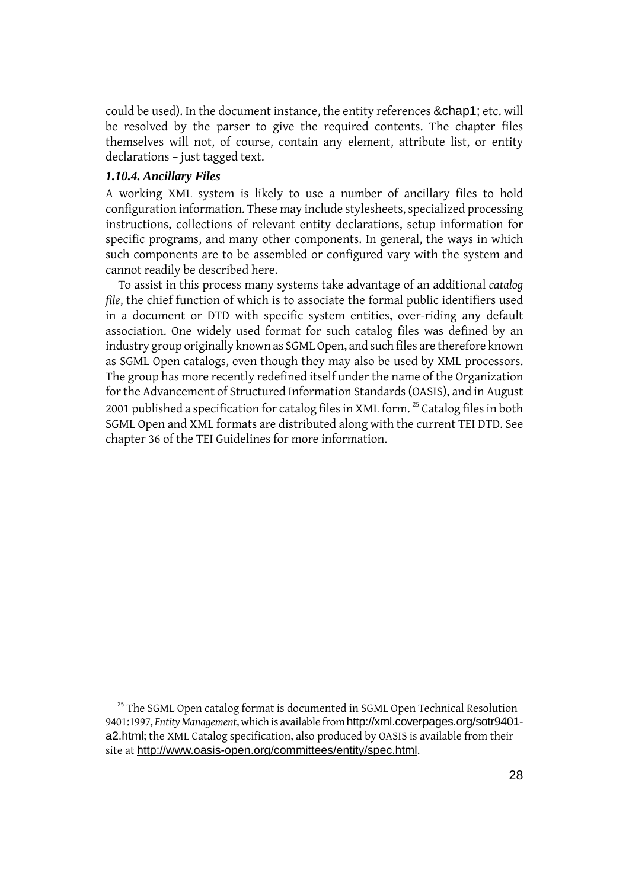could be used). In the document instance, the entity references &chap1; etc. will be resolved by the parser to give the required contents. The chapter files themselves will not, of course, contain any element, attribute list, or entity declarations – just tagged text.

### *1.10.4. Ancillary Files*

A working XML system is likely to use a number of ancillary files to hold configuration information. These may include stylesheets, specialized processing instructions, collections of relevant entity declarations, setup information for specific programs, and many other components. In general, the ways in which such components are to be assembled or configured vary with the system and cannot readily be described here.

To assist in this process many systems take advantage of an additional *catalog file*, the chief function of which is to associate the formal public identifiers used in a document or DTD with specific system entities, over-riding any default association. One widely used format for such catalog files was defined by an industry group originally known as SGML Open, and such files are therefore known as SGML Open catalogs, even though they may also be used by XML processors. The group has more recently redefined itself under the name of the Organization for the Advancement of Structured Information Standards (OASIS), and in August 2001 published a specification for catalog files in XML form. [25] Catalog files in both SGML Open and XML formats are distributed along with the current TEI DTD. See chapter 36 of the TEI Guidelines for more information.

[25] The SGML Open catalog format is documented in SGML Open Technical Resolution 9401:1997, *Entity Management*, which is available from http://xml.coverpages.org/sotr9401-a2.html; the XML Catalog specification, also produced by OASIS is available from their site at http://www.oasis-open.org/committees/entity/spec.html.